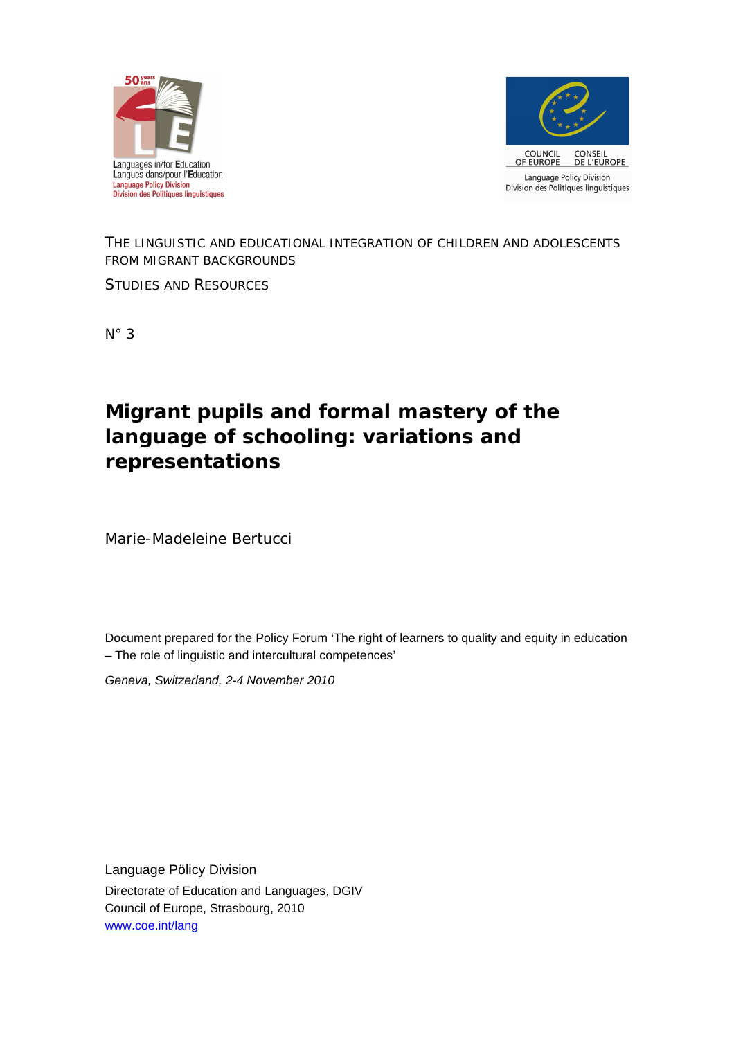Languages in/for Education
Langues dans/pour l'Education
Language Policy Division
Division des Politiques linguistiques

COUNCIL OF EUROPE
CONSEIL DE L'EUROPE
Language Policy Division
Division des Politiques linguistiques

THE LINGUISTIC AND EDUCATIONAL INTEGRATION OF CHILDREN AND ADOLESCENTS FROM MIGRANT BACKGROUNDS

STUDIES AND RESOURCES

N° 3

# Migrant pupils and formal mastery of the language of schooling: variations and representations

Marie-Madeleine Bertucci

Document prepared for the Policy Forum 'The right of learners to quality and equity in education – The role of linguistic and intercultural competences'

*Geneva, Switzerland, 2-4 November 2010*

Language Pölicy Division
Directorate of Education and Languages, DGIV
Council of Europe, Strasbourg, 2010
www.coe.int/lang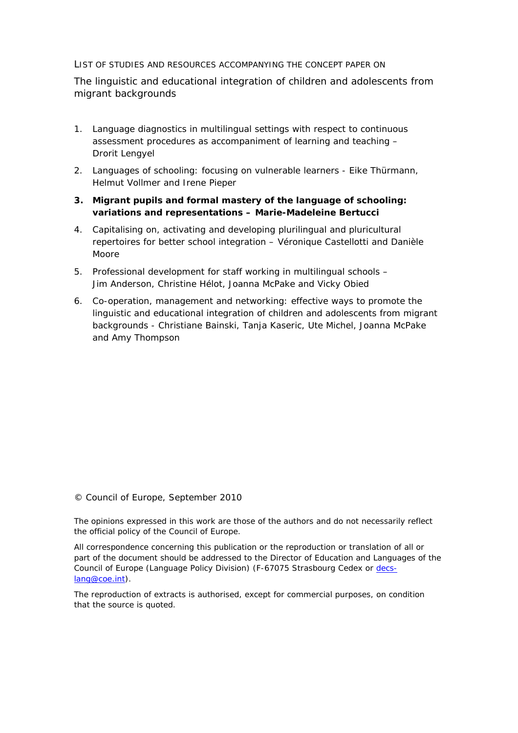LIST OF STUDIES AND RESOURCES ACCOMPANYING THE CONCEPT PAPER ON

The linguistic and educational integration of children and adolescents from migrant backgrounds

1. Language diagnostics in multilingual settings with respect to continuous assessment procedures as accompaniment of learning and teaching – Drorit Lengyel
2. Languages of schooling: focusing on vulnerable learners - Eike Thürmann, Helmut Vollmer and Irene Pieper
3. **Migrant pupils and formal mastery of the language of schooling: variations and representations – Marie-Madeleine Bertucci**
4. Capitalising on, activating and developing plurilingual and pluricultural repertoires for better school integration – Véronique Castellotti and Danièle Moore
5. Professional development for staff working in multilingual schools – Jim Anderson, Christine Hélot, Joanna McPake and Vicky Obied
6. Co-operation, management and networking: effective ways to promote the linguistic and educational integration of children and adolescents from migrant backgrounds - Christiane Bainski, Tanja Kaseric, Ute Michel, Joanna McPake and Amy Thompson

© Council of Europe, September 2010

The opinions expressed in this work are those of the authors and do not necessarily reflect the official policy of the Council of Europe.

All correspondence concerning this publication or the reproduction or translation of all or part of the document should be addressed to the Director of Education and Languages of the Council of Europe (Language Policy Division) (F-67075 Strasbourg Cedex or decs-lang@coe.int).

The reproduction of extracts is authorised, except for commercial purposes, on condition that the source is quoted.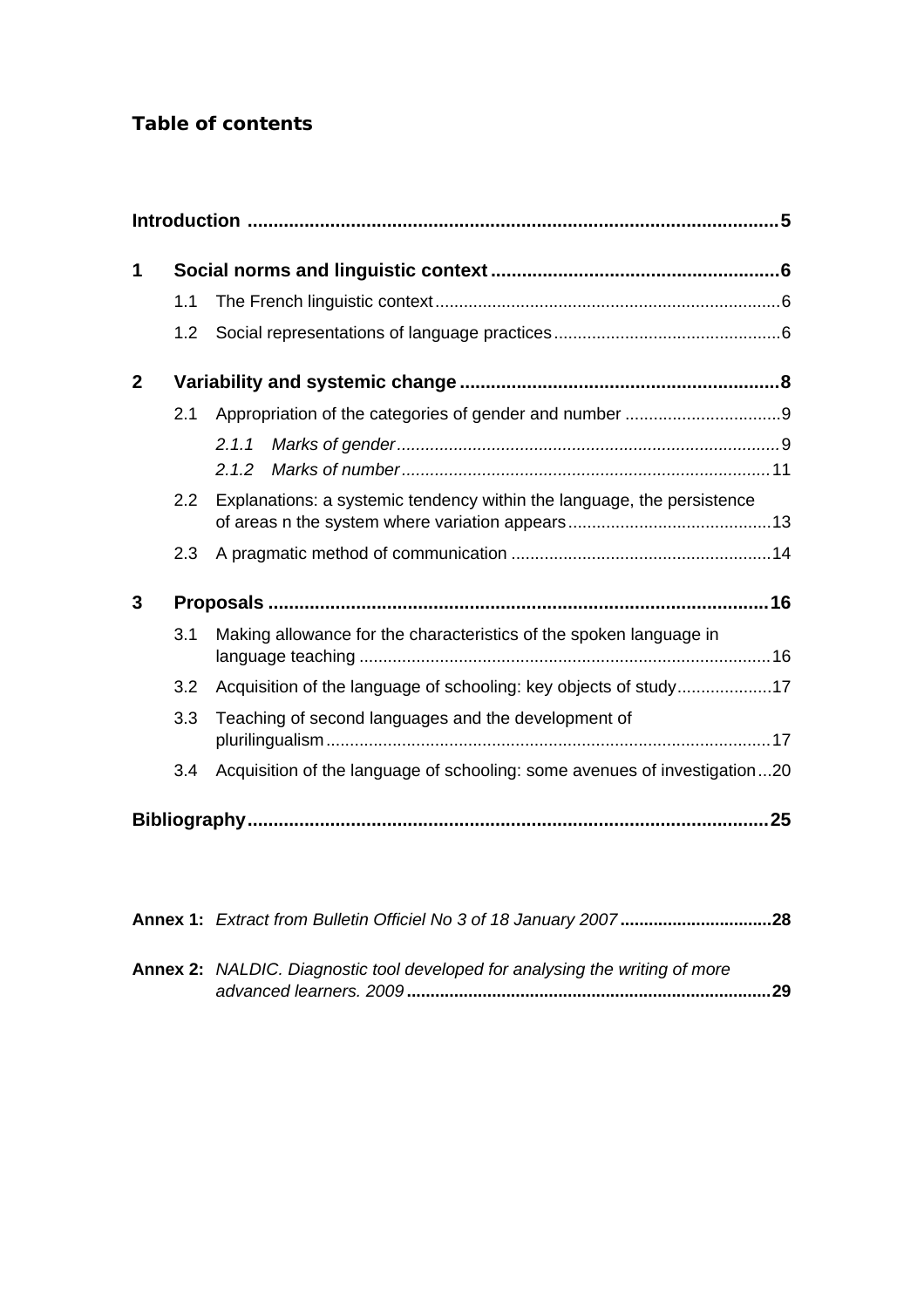**Table of contents**

**Introduction** ..................................................................................................**5**

**1 Social norms and linguistic context** .......................................................**6**

- 1.1 The French linguistic context .........................................................................6
- 1.2 Social representations of language practices ................................................6

**2 Variability and systemic change** ..............................................................**8**

- 2.1 Appropriation of the categories of gender and number .................................9
  - *2.1.1 Marks of gender* ................................................................................9
  - *2.1.2 Marks of number* .............................................................................11
- 2.2 Explanations: a systemic tendency within the language, the persistence of areas n the system where variation appears ...........................................13
- 2.3 A pragmatic method of communication .......................................................14

**3 Proposals** .................................................................................................**16**

- 3.1 Making allowance for the characteristics of the spoken language in language teaching ......................................................................................16
- 3.2 Acquisition of the language of schooling: key objects of study....................17
- 3.3 Teaching of second languages and the development of plurilingualism .............................................................................................17
- 3.4 Acquisition of the language of schooling: some avenues of investigation...20

**Bibliography**....................................................................................................**25**

**Annex 1:** *Extract from Bulletin Officiel No 3 of 18 January 2007* ................................**28**

**Annex 2:** *NALDIC. Diagnostic tool developed for analysing the writing of more advanced learners. 2009* ...........................................................................**29**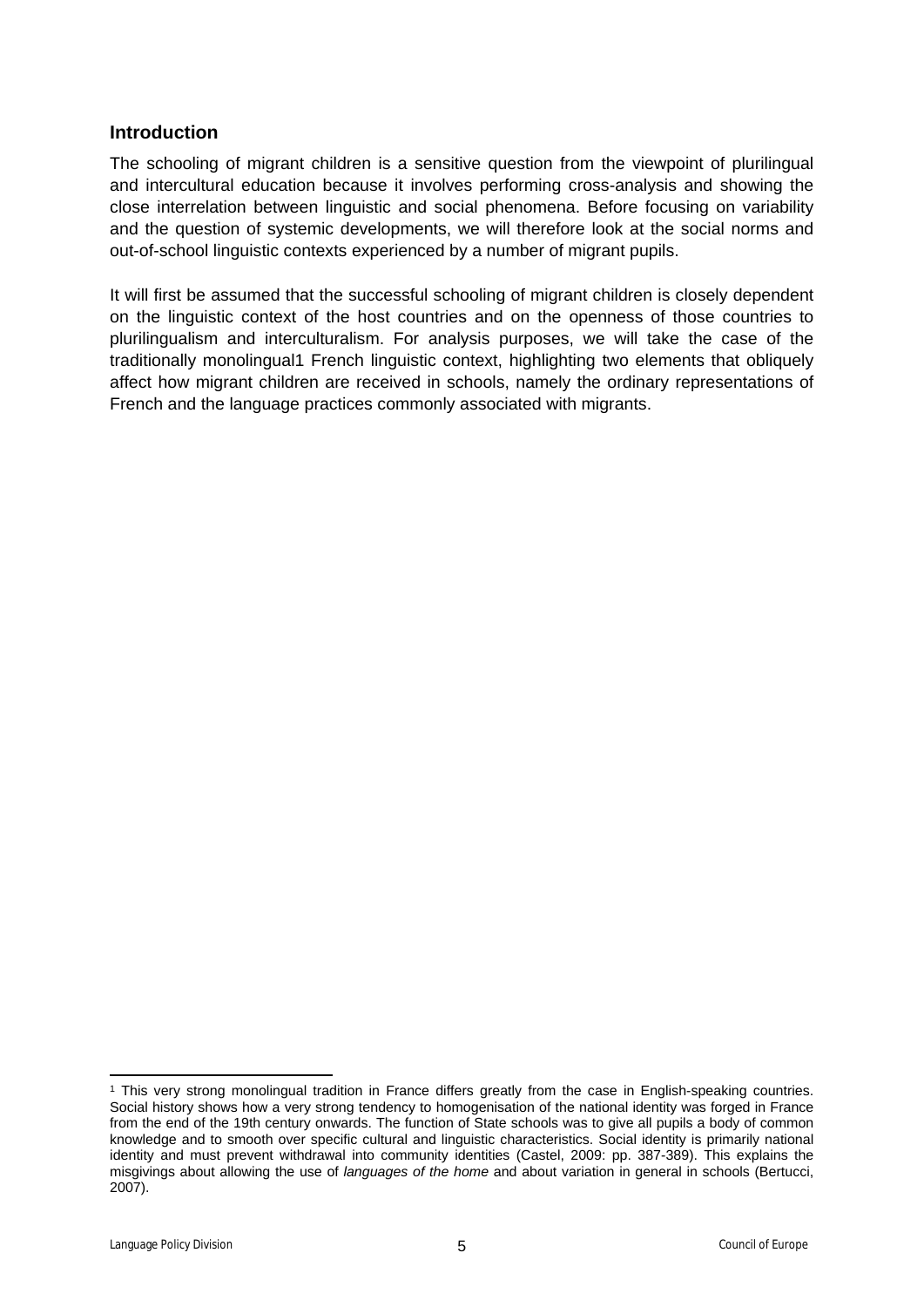## Introduction

The schooling of migrant children is a sensitive question from the viewpoint of plurilingual and intercultural education because it involves performing cross-analysis and showing the close interrelation between linguistic and social phenomena. Before focusing on variability and the question of systemic developments, we will therefore look at the social norms and out-of-school linguistic contexts experienced by a number of migrant pupils.

It will first be assumed that the successful schooling of migrant children is closely dependent on the linguistic context of the host countries and on the openness of those countries to plurilingualism and interculturalism. For analysis purposes, we will take the case of the traditionally monolingual[1] French linguistic context, highlighting two elements that obliquely affect how migrant children are received in schools, namely the ordinary representations of French and the language practices commonly associated with migrants.

---

[1] This very strong monolingual tradition in France differs greatly from the case in English-speaking countries. Social history shows how a very strong tendency to homogenisation of the national identity was forged in France from the end of the 19th century onwards. The function of State schools was to give all pupils a body of common knowledge and to smooth over specific cultural and linguistic characteristics. Social identity is primarily national identity and must prevent withdrawal into community identities (Castel, 2009: pp. 387-389). This explains the misgivings about allowing the use of *languages of the home* and about variation in general in schools (Bertucci, 2007).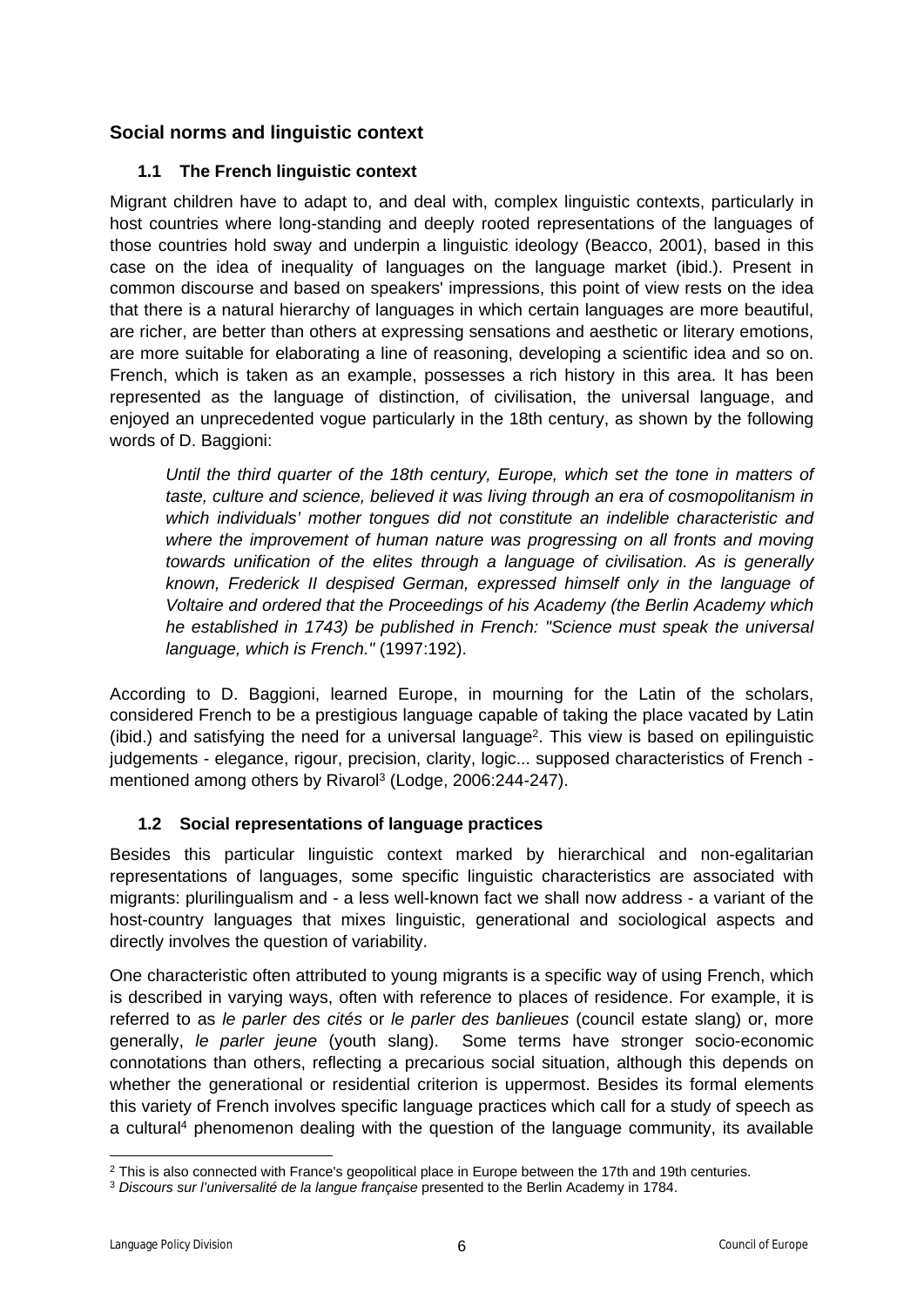## Social norms and linguistic context

### 1.1 The French linguistic context

Migrant children have to adapt to, and deal with, complex linguistic contexts, particularly in host countries where long-standing and deeply rooted representations of the languages of those countries hold sway and underpin a linguistic ideology (Beacco, 2001), based in this case on the idea of inequality of languages on the language market (ibid.). Present in common discourse and based on speakers' impressions, this point of view rests on the idea that there is a natural hierarchy of languages in which certain languages are more beautiful, are richer, are better than others at expressing sensations and aesthetic or literary emotions, are more suitable for elaborating a line of reasoning, developing a scientific idea and so on. French, which is taken as an example, possesses a rich history in this area. It has been represented as the language of distinction, of civilisation, the universal language, and enjoyed an unprecedented vogue particularly in the 18th century, as shown by the following words of D. Baggioni:

> *Until the third quarter of the 18th century, Europe, which set the tone in matters of taste, culture and science, believed it was living through an era of cosmopolitanism in which individuals' mother tongues did not constitute an indelible characteristic and where the improvement of human nature was progressing on all fronts and moving towards unification of the elites through a language of civilisation. As is generally known, Frederick II despised German, expressed himself only in the language of Voltaire and ordered that the Proceedings of his Academy (the Berlin Academy which he established in 1743) be published in French: "Science must speak the universal language, which is French."* (1997:192).

According to D. Baggioni, learned Europe, in mourning for the Latin of the scholars, considered French to be a prestigious language capable of taking the place vacated by Latin (ibid.) and satisfying the need for a universal language[2]. This view is based on epilinguistic judgements - elegance, rigour, precision, clarity, logic... supposed characteristics of French - mentioned among others by Rivarol[3] (Lodge, 2006:244-247).

### 1.2 Social representations of language practices

Besides this particular linguistic context marked by hierarchical and non-egalitarian representations of languages, some specific linguistic characteristics are associated with migrants: plurilingualism and - a less well-known fact we shall now address - a variant of the host-country languages that mixes linguistic, generational and sociological aspects and directly involves the question of variability.

One characteristic often attributed to young migrants is a specific way of using French, which is described in varying ways, often with reference to places of residence. For example, it is referred to as *le parler des cités* or *le parler des banlieues* (council estate slang) or, more generally, *le parler jeune* (youth slang). Some terms have stronger socio-economic connotations than others, reflecting a precarious social situation, although this depends on whether the generational or residential criterion is uppermost. Besides its formal elements this variety of French involves specific language practices which call for a study of speech as a cultural[4] phenomenon dealing with the question of the language community, its available

---

[2] This is also connected with France's geopolitical place in Europe between the 17th and 19th centuries.

[3] *Discours sur l'universalité de la langue française* presented to the Berlin Academy in 1784.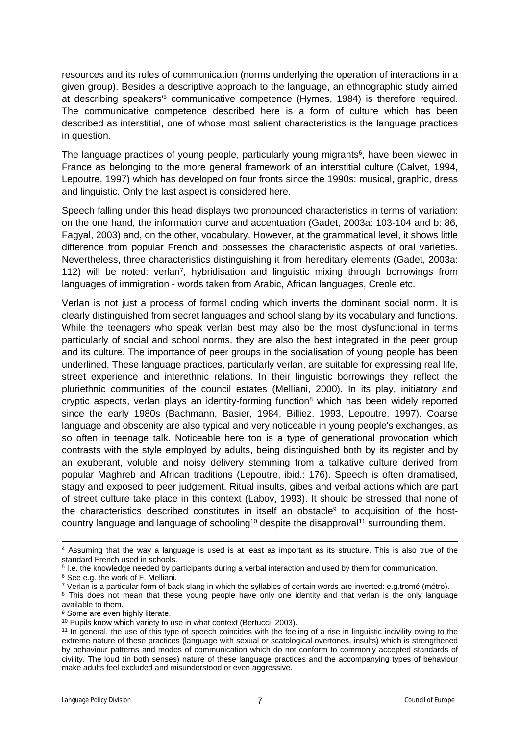resources and its rules of communication (norms underlying the operation of interactions in a given group). Besides a descriptive approach to the language, an ethnographic study aimed at describing speakers'[5] communicative competence (Hymes, 1984) is therefore required. The communicative competence described here is a form of culture which has been described as interstitial, one of whose most salient characteristics is the language practices in question.

The language practices of young people, particularly young migrants[6], have been viewed in France as belonging to the more general framework of an interstitial culture (Calvet, 1994, Lepoutre, 1997) which has developed on four fronts since the 1990s: musical, graphic, dress and linguistic. Only the last aspect is considered here.

Speech falling under this head displays two pronounced characteristics in terms of variation: on the one hand, the information curve and accentuation (Gadet, 2003a: 103-104 and b: 86, Fagyal, 2003) and, on the other, vocabulary. However, at the grammatical level, it shows little difference from popular French and possesses the characteristic aspects of oral varieties. Nevertheless, three characteristics distinguishing it from hereditary elements (Gadet, 2003a: 112) will be noted: verlan[7], hybridisation and linguistic mixing through borrowings from languages of immigration - words taken from Arabic, African languages, Creole etc.

Verlan is not just a process of formal coding which inverts the dominant social norm. It is clearly distinguished from secret languages and school slang by its vocabulary and functions. While the teenagers who speak verlan best may also be the most dysfunctional in terms particularly of social and school norms, they are also the best integrated in the peer group and its culture. The importance of peer groups in the socialisation of young people has been underlined. These language practices, particularly verlan, are suitable for expressing real life, street experience and interethnic relations. In their linguistic borrowings they reflect the pluriethnic communities of the council estates (Melliani, 2000). In its play, initiatory and cryptic aspects, verlan plays an identity-forming function[8] which has been widely reported since the early 1980s (Bachmann, Basier, 1984, Billiez, 1993, Lepoutre, 1997). Coarse language and obscenity are also typical and very noticeable in young people's exchanges, as so often in teenage talk. Noticeable here too is a type of generational provocation which contrasts with the style employed by adults, being distinguished both by its register and by an exuberant, voluble and noisy delivery stemming from a talkative culture derived from popular Maghreb and African traditions (Lepoutre, ibid.: 176). Speech is often dramatised, stagy and exposed to peer judgement. Ritual insults, gibes and verbal actions which are part of street culture take place in this context (Labov, 1993). It should be stressed that none of the characteristics described constitutes in itself an obstacle[9] to acquisition of the host-country language and language of schooling[10] despite the disapproval[11] surrounding them.

---

[4] Assuming that the way a language is used is at least as important as its structure. This is also true of the standard French used in schools.

[5] I.e. the knowledge needed by participants during a verbal interaction and used by them for communication.

[6] See e.g. the work of F. Melliani.

[7] Verlan is a particular form of back slang in which the syllables of certain words are inverted: e.g.tromé (métro).

[8] This does not mean that these young people have only one identity and that verlan is the only language available to them.

[9] Some are even highly literate.

[10] Pupils know which variety to use in what context (Bertucci, 2003).

[11] In general, the use of this type of speech coincides with the feeling of a rise in linguistic incivility owing to the extreme nature of these practices (language with sexual or scatological overtones, insults) which is strengthened by behaviour patterns and modes of communication which do not conform to commonly accepted standards of civility. The loud (in both senses) nature of these language practices and the accompanying types of behaviour make adults feel excluded and misunderstood or even aggressive.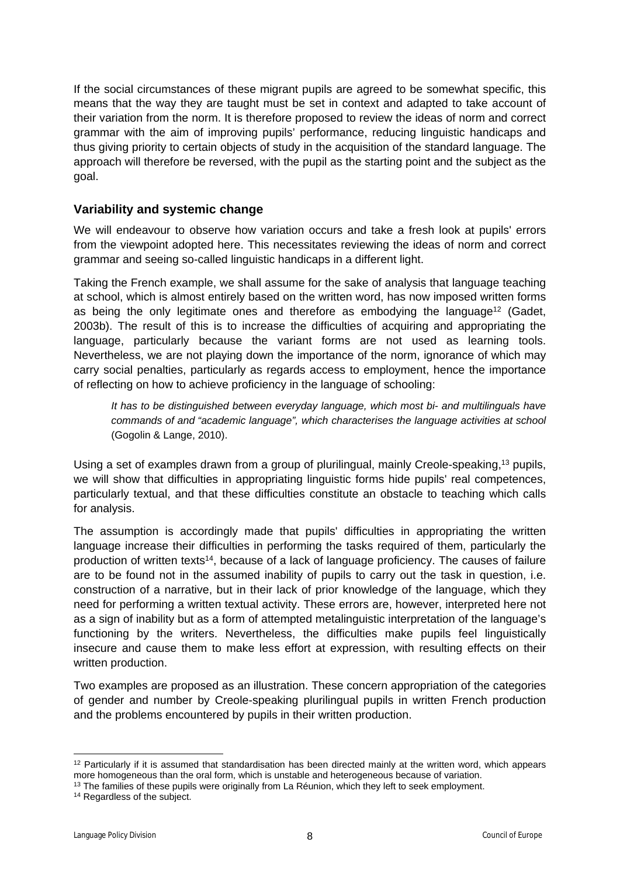If the social circumstances of these migrant pupils are agreed to be somewhat specific, this means that the way they are taught must be set in context and adapted to take account of their variation from the norm. It is therefore proposed to review the ideas of norm and correct grammar with the aim of improving pupils' performance, reducing linguistic handicaps and thus giving priority to certain objects of study in the acquisition of the standard language. The approach will therefore be reversed, with the pupil as the starting point and the subject as the goal.

### Variability and systemic change

We will endeavour to observe how variation occurs and take a fresh look at pupils' errors from the viewpoint adopted here. This necessitates reviewing the ideas of norm and correct grammar and seeing so-called linguistic handicaps in a different light.

Taking the French example, we shall assume for the sake of analysis that language teaching at school, which is almost entirely based on the written word, has now imposed written forms as being the only legitimate ones and therefore as embodying the language[12] (Gadet, 2003b). The result of this is to increase the difficulties of acquiring and appropriating the language, particularly because the variant forms are not used as learning tools. Nevertheless, we are not playing down the importance of the norm, ignorance of which may carry social penalties, particularly as regards access to employment, hence the importance of reflecting on how to achieve proficiency in the language of schooling:

> *It has to be distinguished between everyday language, which most bi- and multilinguals have commands of and "academic language", which characterises the language activities at school* (Gogolin & Lange, 2010).

Using a set of examples drawn from a group of plurilingual, mainly Creole-speaking,[13] pupils, we will show that difficulties in appropriating linguistic forms hide pupils' real competences, particularly textual, and that these difficulties constitute an obstacle to teaching which calls for analysis.

The assumption is accordingly made that pupils' difficulties in appropriating the written language increase their difficulties in performing the tasks required of them, particularly the production of written texts[14], because of a lack of language proficiency. The causes of failure are to be found not in the assumed inability of pupils to carry out the task in question, i.e. construction of a narrative, but in their lack of prior knowledge of the language, which they need for performing a written textual activity. These errors are, however, interpreted here not as a sign of inability but as a form of attempted metalinguistic interpretation of the language's functioning by the writers. Nevertheless, the difficulties make pupils feel linguistically insecure and cause them to make less effort at expression, with resulting effects on their written production.

Two examples are proposed as an illustration. These concern appropriation of the categories of gender and number by Creole-speaking plurilingual pupils in written French production and the problems encountered by pupils in their written production.

---

[12] Particularly if it is assumed that standardisation has been directed mainly at the written word, which appears more homogeneous than the oral form, which is unstable and heterogeneous because of variation.

[13] The families of these pupils were originally from La Réunion, which they left to seek employment.

[14] Regardless of the subject.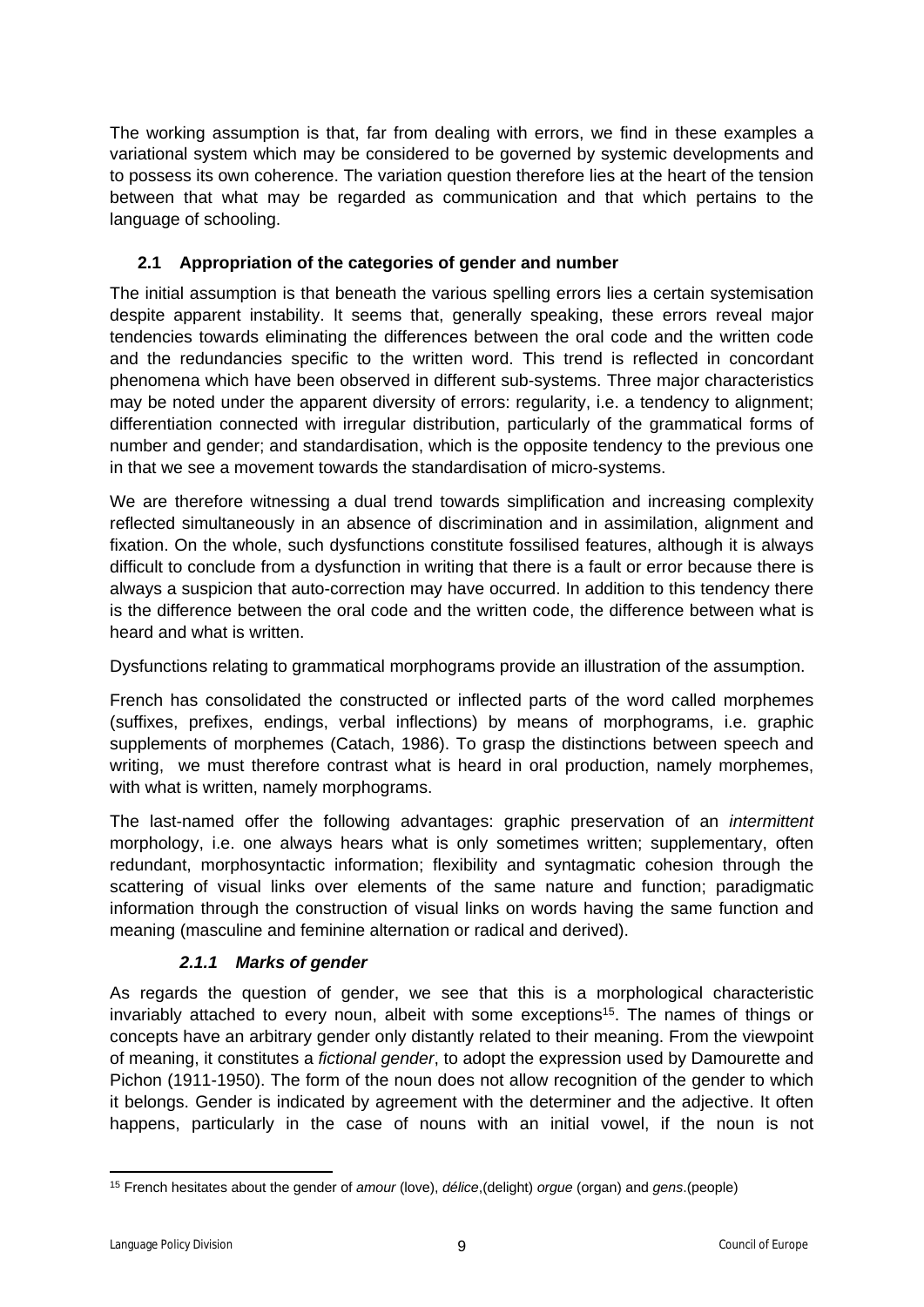The working assumption is that, far from dealing with errors, we find in these examples a variational system which may be considered to be governed by systemic developments and to possess its own coherence. The variation question therefore lies at the heart of the tension between that what may be regarded as communication and that which pertains to the language of schooling.

## 2.1 Appropriation of the categories of gender and number

The initial assumption is that beneath the various spelling errors lies a certain systemisation despite apparent instability. It seems that, generally speaking, these errors reveal major tendencies towards eliminating the differences between the oral code and the written code and the redundancies specific to the written word. This trend is reflected in concordant phenomena which have been observed in different sub-systems. Three major characteristics may be noted under the apparent diversity of errors: regularity, i.e. a tendency to alignment; differentiation connected with irregular distribution, particularly of the grammatical forms of number and gender; and standardisation, which is the opposite tendency to the previous one in that we see a movement towards the standardisation of micro-systems.

We are therefore witnessing a dual trend towards simplification and increasing complexity reflected simultaneously in an absence of discrimination and in assimilation, alignment and fixation. On the whole, such dysfunctions constitute fossilised features, although it is always difficult to conclude from a dysfunction in writing that there is a fault or error because there is always a suspicion that auto-correction may have occurred. In addition to this tendency there is the difference between the oral code and the written code, the difference between what is heard and what is written.

Dysfunctions relating to grammatical morphograms provide an illustration of the assumption.

French has consolidated the constructed or inflected parts of the word called morphemes (suffixes, prefixes, endings, verbal inflections) by means of morphograms, i.e. graphic supplements of morphemes (Catach, 1986). To grasp the distinctions between speech and writing, we must therefore contrast what is heard in oral production, namely morphemes, with what is written, namely morphograms.

The last-named offer the following advantages: graphic preservation of an *intermittent* morphology, i.e. one always hears what is only sometimes written; supplementary, often redundant, morphosyntactic information; flexibility and syntagmatic cohesion through the scattering of visual links over elements of the same nature and function; paradigmatic information through the construction of visual links on words having the same function and meaning (masculine and feminine alternation or radical and derived).

### *2.1.1 Marks of gender*

As regards the question of gender, we see that this is a morphological characteristic invariably attached to every noun, albeit with some exceptions[15]. The names of things or concepts have an arbitrary gender only distantly related to their meaning. From the viewpoint of meaning, it constitutes a *fictional gender*, to adopt the expression used by Damourette and Pichon (1911-1950). The form of the noun does not allow recognition of the gender to which it belongs. Gender is indicated by agreement with the determiner and the adjective. It often happens, particularly in the case of nouns with an initial vowel, if the noun is not

---

[15] French hesitates about the gender of *amour* (love), *délice*,(delight) *orgue* (organ) and *gens*.(people)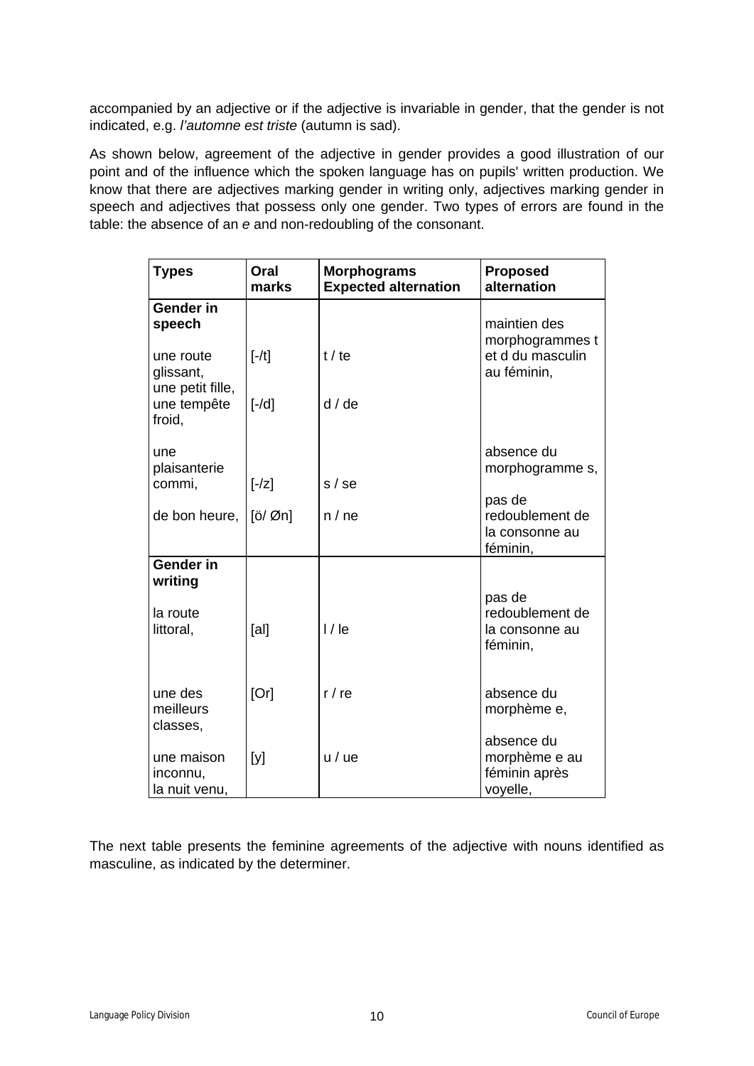accompanied by an adjective or if the adjective is invariable in gender, that the gender is not indicated, e.g. *l'automne est triste* (autumn is sad).

As shown below, agreement of the adjective in gender provides a good illustration of our point and of the influence which the spoken language has on pupils' written production. We know that there are adjectives marking gender in writing only, adjectives marking gender in speech and adjectives that possess only one gender. Two types of errors are found in the table: the absence of an *e* and non-redoubling of the consonant.

| Types | Oral marks | Morphograms Expected alternation | Proposed alternation |
|---|---|---|---|
| **Gender in speech** | | | |
| une route glissant, une petit fille, | [-/t] | t / te | maintien des morphogrammes t et d du masculin au féminin, |
| une tempête froid, | [-/d] | d / de | |
| une plaisanterie commi, | [-/z] | s / se | absence du morphogramme s, |
| de bon heure, | [ö/ Øn] | n / ne | pas de redoublement de la consonne au féminin, |
| **Gender in writing** | | | |
| la route littoral, | [al] | l / le | pas de redoublement de la consonne au féminin, |
| une des meilleurs classes, | [Or] | r / re | absence du morphème e, |
| une maison inconnu, la nuit venu, | [y] | u / ue | absence du morphème e au féminin après voyelle, |

The next table presents the feminine agreements of the adjective with nouns identified as masculine, as indicated by the determiner.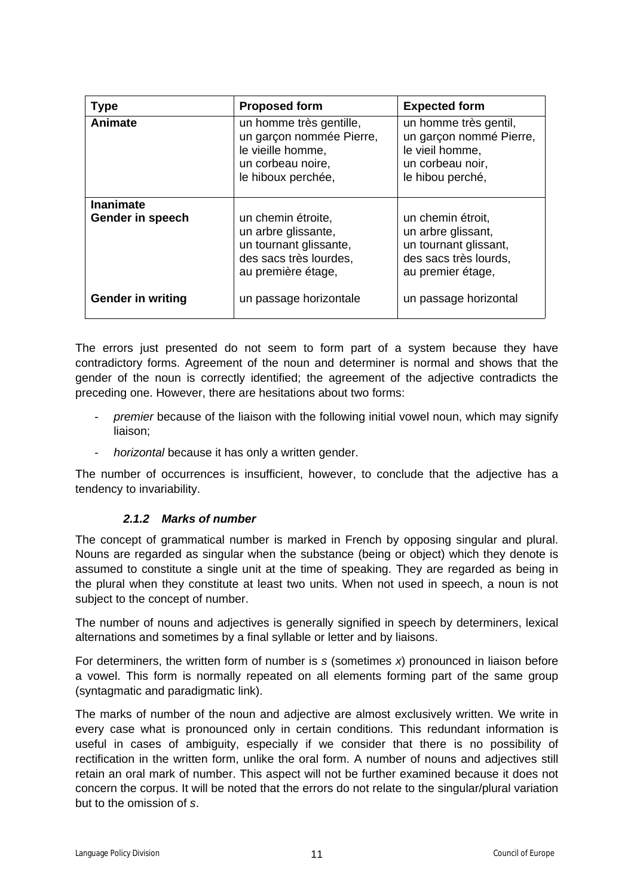| Type | Proposed form | Expected form |
|---|---|---|
| **Animate** | un homme très gentille,<br>un garçon nommée Pierre,<br>le vieille homme,<br>un corbeau noire,<br>le hiboux perchée, | un homme très gentil,<br>un garçon nommé Pierre,<br>le vieil homme,<br>un corbeau noir,<br>le hibou perché, |
| **Inanimate**<br>**Gender in speech** | un chemin étroite,<br>un arbre glissante,<br>un tournant glissante,<br>des sacs très lourdes,<br>au première étage, | un chemin étroit,<br>un arbre glissant,<br>un tournant glissant,<br>des sacs très lourds,<br>au premier étage, |
| **Gender in writing** | un passage horizontale | un passage horizontal |

The errors just presented do not seem to form part of a system because they have contradictory forms. Agreement of the noun and determiner is normal and shows that the gender of the noun is correctly identified; the agreement of the adjective contradicts the preceding one. However, there are hesitations about two forms:

- *premier* because of the liaison with the following initial vowel noun, which may signify liaison;
- *horizontal* because it has only a written gender.

The number of occurrences is insufficient, however, to conclude that the adjective has a tendency to invariability.

#### *2.1.2 Marks of number*

The concept of grammatical number is marked in French by opposing singular and plural. Nouns are regarded as singular when the substance (being or object) which they denote is assumed to constitute a single unit at the time of speaking. They are regarded as being in the plural when they constitute at least two units. When not used in speech, a noun is not subject to the concept of number.

The number of nouns and adjectives is generally signified in speech by determiners, lexical alternations and sometimes by a final syllable or letter and by liaisons.

For determiners, the written form of number is *s* (sometimes *x*) pronounced in liaison before a vowel. This form is normally repeated on all elements forming part of the same group (syntagmatic and paradigmatic link).

The marks of number of the noun and adjective are almost exclusively written. We write in every case what is pronounced only in certain conditions. This redundant information is useful in cases of ambiguity, especially if we consider that there is no possibility of rectification in the written form, unlike the oral form. A number of nouns and adjectives still retain an oral mark of number. This aspect will not be further examined because it does not concern the corpus. It will be noted that the errors do not relate to the singular/plural variation but to the omission of *s*.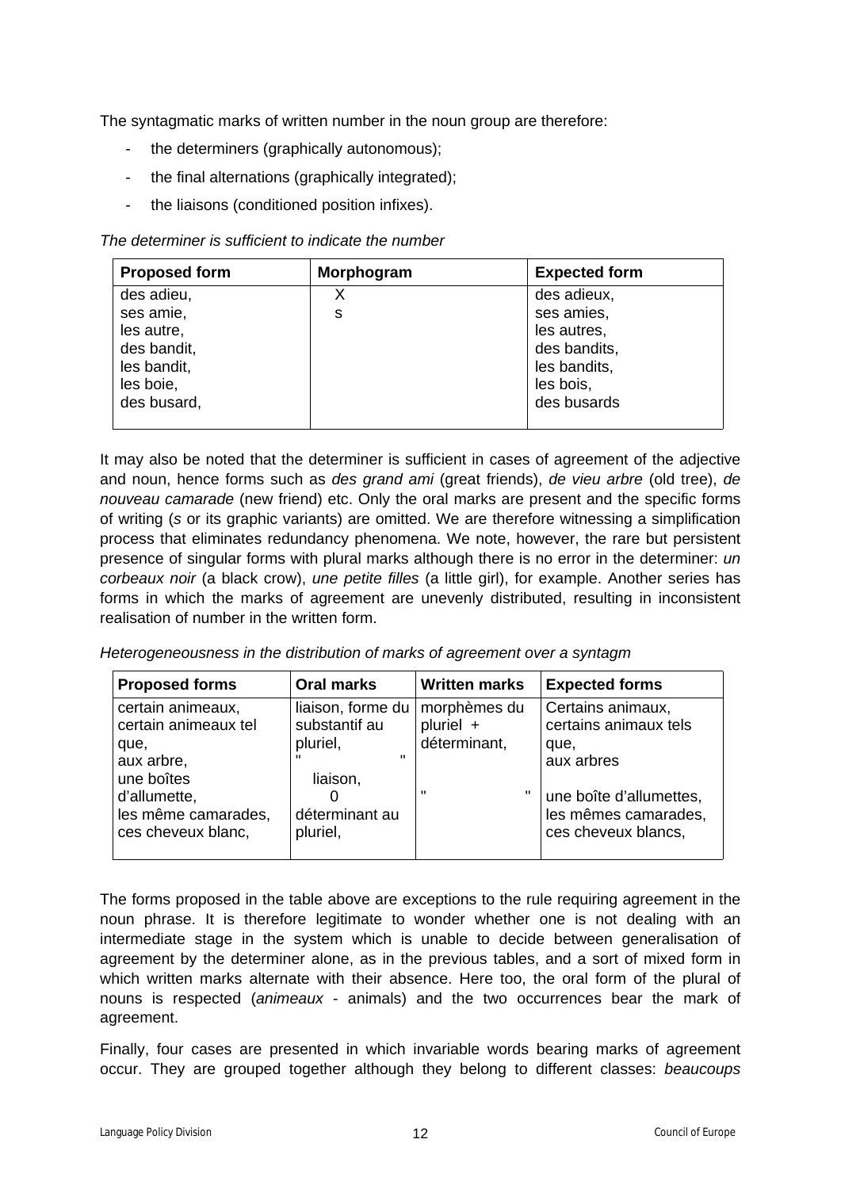The syntagmatic marks of written number in the noun group are therefore:

- the determiners (graphically autonomous);
- the final alternations (graphically integrated);
- the liaisons (conditioned position infixes).

*The determiner is sufficient to indicate the number*

| Proposed form | Morphogram | Expected form |
|---|---|---|
| des adieu,<br>ses amie,<br>les autre,<br>des bandit,<br>les bandit,<br>les boie,<br>des busard, | X<br>s | des adieux,<br>ses amies,<br>les autres,<br>des bandits,<br>les bandits,<br>les bois,<br>des busards |

It may also be noted that the determiner is sufficient in cases of agreement of the adjective and noun, hence forms such as *des grand ami* (great friends), *de vieu arbre* (old tree), *de nouveau camarade* (new friend) etc. Only the oral marks are present and the specific forms of writing (*s* or its graphic variants) are omitted. We are therefore witnessing a simplification process that eliminates redundancy phenomena. We note, however, the rare but persistent presence of singular forms with plural marks although there is no error in the determiner: *un corbeaux noir* (a black crow), *une petite filles* (a little girl), for example. Another series has forms in which the marks of agreement are unevenly distributed, resulting in inconsistent realisation of number in the written form.

*Heterogeneousness in the distribution of marks of agreement over a syntagm*

| Proposed forms | Oral marks | Written marks | Expected forms |
|---|---|---|---|
| certain animeaux,<br>certain animeaux tel que,<br>aux arbre,<br>une boîtes d'allumette,<br>les même camarades,<br>ces cheveux blanc, | liaison, forme du substantif au pluriel,<br>"     "<br>liaison,<br>0<br>déterminant au pluriel, | morphèmes du pluriel + déterminant,<br><br>"     " | Certains animaux,<br>certains animaux tels que,<br>aux arbres<br><br>une boîte d'allumettes,<br>les mêmes camarades,<br>ces cheveux blancs, |

The forms proposed in the table above are exceptions to the rule requiring agreement in the noun phrase. It is therefore legitimate to wonder whether one is not dealing with an intermediate stage in the system which is unable to decide between generalisation of agreement by the determiner alone, as in the previous tables, and a sort of mixed form in which written marks alternate with their absence. Here too, the oral form of the plural of nouns is respected (*animeaux* - animals) and the two occurrences bear the mark of agreement.

Finally, four cases are presented in which invariable words bearing marks of agreement occur. They are grouped together although they belong to different classes: *beaucoups*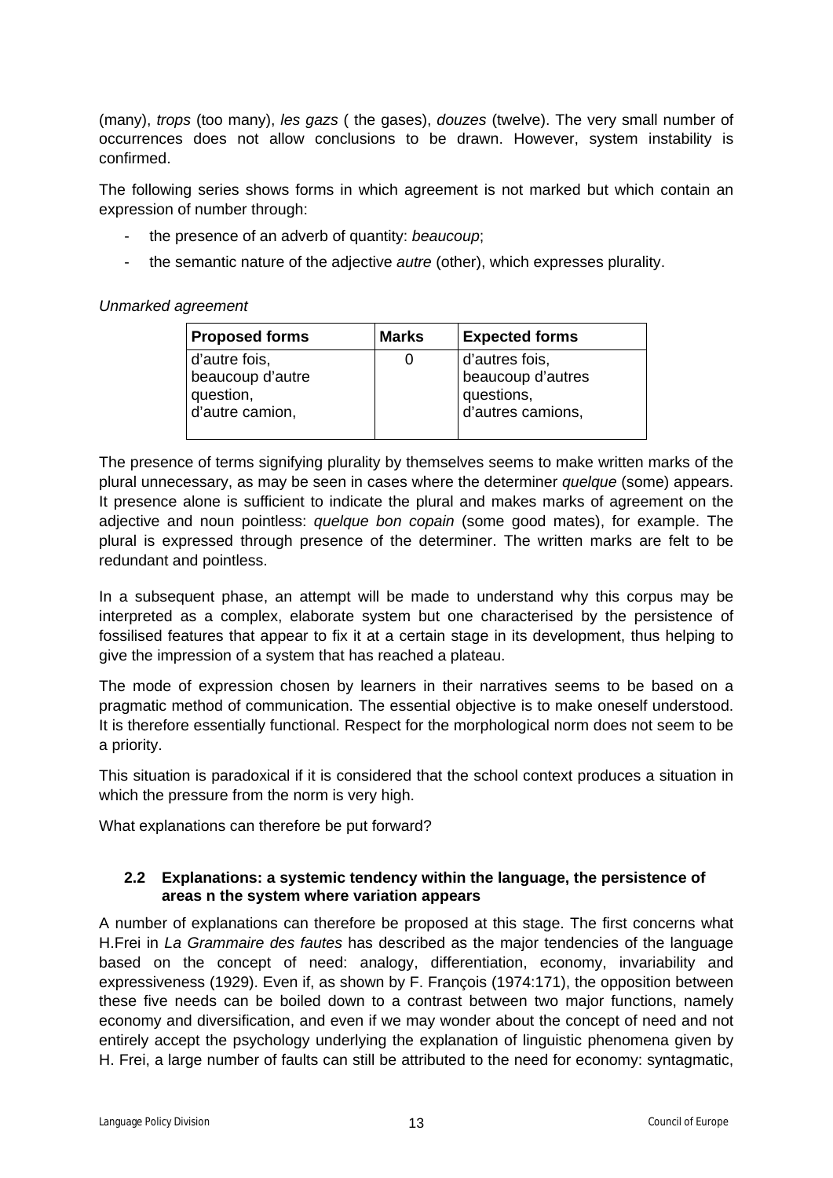(many), *trops* (too many), *les gazs* ( the gases), *douzes* (twelve). The very small number of occurrences does not allow conclusions to be drawn. However, system instability is confirmed.

The following series shows forms in which agreement is not marked but which contain an expression of number through:

- the presence of an adverb of quantity: *beaucoup*;
- the semantic nature of the adjective *autre* (other), which expresses plurality.

*Unmarked agreement*

| Proposed forms | Marks | Expected forms |
|---|---|---|
| d'autre fois, beaucoup d'autre question, d'autre camion, | 0 | d'autres fois, beaucoup d'autres questions, d'autres camions, |

The presence of terms signifying plurality by themselves seems to make written marks of the plural unnecessary, as may be seen in cases where the determiner *quelque* (some) appears. It presence alone is sufficient to indicate the plural and makes marks of agreement on the adjective and noun pointless: *quelque bon copain* (some good mates), for example. The plural is expressed through presence of the determiner. The written marks are felt to be redundant and pointless.

In a subsequent phase, an attempt will be made to understand why this corpus may be interpreted as a complex, elaborate system but one characterised by the persistence of fossilised features that appear to fix it at a certain stage in its development, thus helping to give the impression of a system that has reached a plateau.

The mode of expression chosen by learners in their narratives seems to be based on a pragmatic method of communication. The essential objective is to make oneself understood. It is therefore essentially functional. Respect for the morphological norm does not seem to be a priority.

This situation is paradoxical if it is considered that the school context produces a situation in which the pressure from the norm is very high.

What explanations can therefore be put forward?

### 2.2 Explanations: a systemic tendency within the language, the persistence of areas n the system where variation appears

A number of explanations can therefore be proposed at this stage. The first concerns what H.Frei in *La Grammaire des fautes* has described as the major tendencies of the language based on the concept of need: analogy, differentiation, economy, invariability and expressiveness (1929). Even if, as shown by F. François (1974:171), the opposition between these five needs can be boiled down to a contrast between two major functions, namely economy and diversification, and even if we may wonder about the concept of need and not entirely accept the psychology underlying the explanation of linguistic phenomena given by H. Frei, a large number of faults can still be attributed to the need for economy: syntagmatic,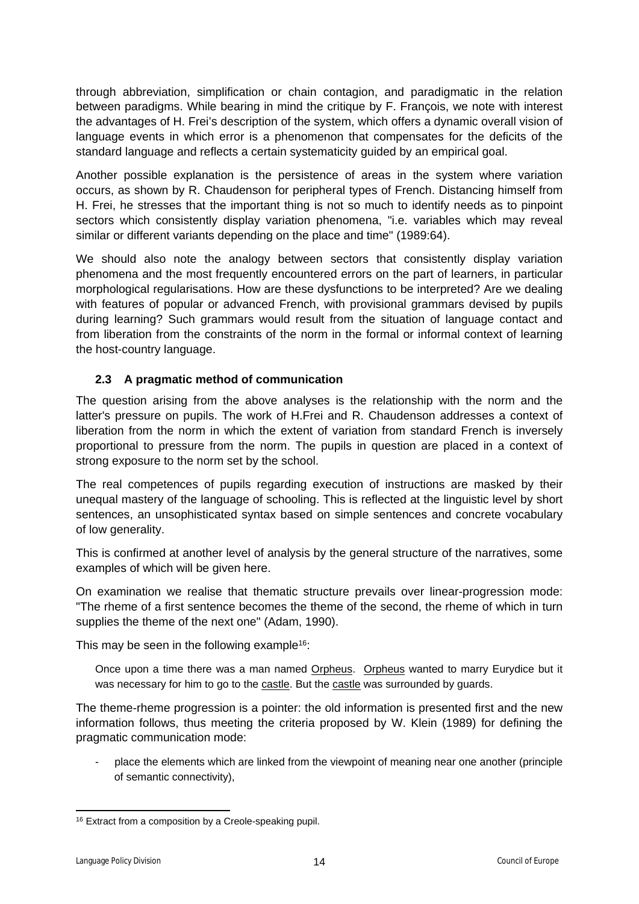through abbreviation, simplification or chain contagion, and paradigmatic in the relation between paradigms. While bearing in mind the critique by F. François, we note with interest the advantages of H. Frei's description of the system, which offers a dynamic overall vision of language events in which error is a phenomenon that compensates for the deficits of the standard language and reflects a certain systematicity guided by an empirical goal.

Another possible explanation is the persistence of areas in the system where variation occurs, as shown by R. Chaudenson for peripheral types of French. Distancing himself from H. Frei, he stresses that the important thing is not so much to identify needs as to pinpoint sectors which consistently display variation phenomena, "i.e. variables which may reveal similar or different variants depending on the place and time" (1989:64).

We should also note the analogy between sectors that consistently display variation phenomena and the most frequently encountered errors on the part of learners, in particular morphological regularisations. How are these dysfunctions to be interpreted? Are we dealing with features of popular or advanced French, with provisional grammars devised by pupils during learning? Such grammars would result from the situation of language contact and from liberation from the constraints of the norm in the formal or informal context of learning the host-country language.

### 2.3 A pragmatic method of communication

The question arising from the above analyses is the relationship with the norm and the latter's pressure on pupils. The work of H.Frei and R. Chaudenson addresses a context of liberation from the norm in which the extent of variation from standard French is inversely proportional to pressure from the norm. The pupils in question are placed in a context of strong exposure to the norm set by the school.

The real competences of pupils regarding execution of instructions are masked by their unequal mastery of the language of schooling. This is reflected at the linguistic level by short sentences, an unsophisticated syntax based on simple sentences and concrete vocabulary of low generality.

This is confirmed at another level of analysis by the general structure of the narratives, some examples of which will be given here.

On examination we realise that thematic structure prevails over linear-progression mode: "The rheme of a first sentence becomes the theme of the second, the rheme of which in turn supplies the theme of the next one" (Adam, 1990).

This may be seen in the following example[16]:

> Once upon a time there was a man named Orpheus. Orpheus wanted to marry Eurydice but it was necessary for him to go to the castle. But the castle was surrounded by guards.

The theme-rheme progression is a pointer: the old information is presented first and the new information follows, thus meeting the criteria proposed by W. Klein (1989) for defining the pragmatic communication mode:

- place the elements which are linked from the viewpoint of meaning near one another (principle of semantic connectivity),

[16] Extract from a composition by a Creole-speaking pupil.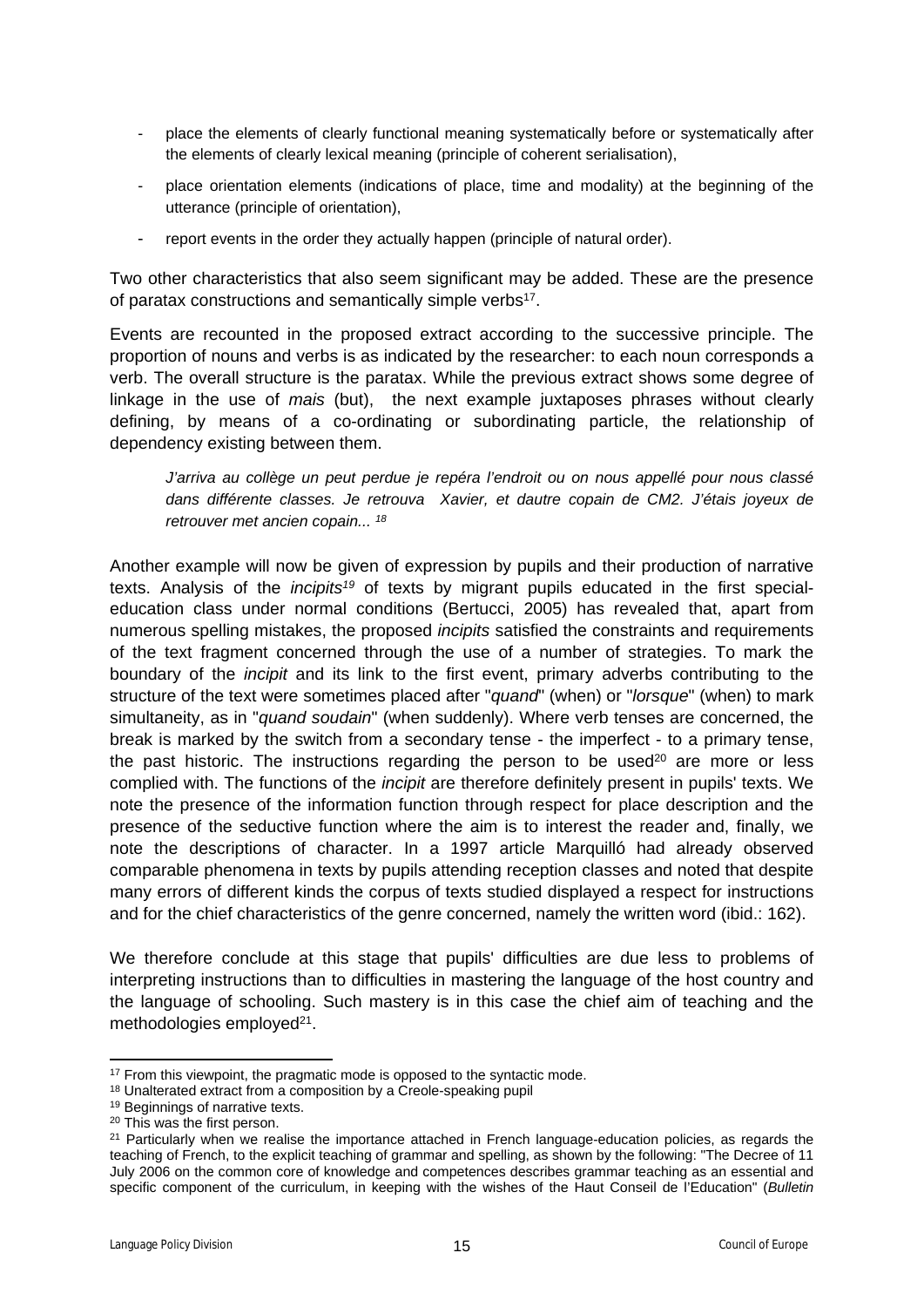- place the elements of clearly functional meaning systematically before or systematically after the elements of clearly lexical meaning (principle of coherent serialisation),
- place orientation elements (indications of place, time and modality) at the beginning of the utterance (principle of orientation),
- report events in the order they actually happen (principle of natural order).

Two other characteristics that also seem significant may be added. These are the presence of paratax constructions and semantically simple verbs[17].

Events are recounted in the proposed extract according to the successive principle. The proportion of nouns and verbs is as indicated by the researcher: to each noun corresponds a verb. The overall structure is the paratax. While the previous extract shows some degree of linkage in the use of *mais* (but), the next example juxtaposes phrases without clearly defining, by means of a co-ordinating or subordinating particle, the relationship of dependency existing between them.

> *J'arriva au collège un peut perdue je repéra l'endroit ou on nous appellé pour nous classé dans différente classes. Je retrouva Xavier, et dautre copain de CM2. J'étais joyeux de retrouver met ancien copain...* [18]

Another example will now be given of expression by pupils and their production of narrative texts. Analysis of the *incipits*[19] of texts by migrant pupils educated in the first special-education class under normal conditions (Bertucci, 2005) has revealed that, apart from numerous spelling mistakes, the proposed *incipits* satisfied the constraints and requirements of the text fragment concerned through the use of a number of strategies. To mark the boundary of the *incipit* and its link to the first event, primary adverbs contributing to the structure of the text were sometimes placed after "*quand*" (when) or "*lorsque*" (when) to mark simultaneity, as in "*quand soudain*" (when suddenly). Where verb tenses are concerned, the break is marked by the switch from a secondary tense - the imperfect - to a primary tense, the past historic. The instructions regarding the person to be used[20] are more or less complied with. The functions of the *incipit* are therefore definitely present in pupils' texts. We note the presence of the information function through respect for place description and the presence of the seductive function where the aim is to interest the reader and, finally, we note the descriptions of character. In a 1997 article Marquilló had already observed comparable phenomena in texts by pupils attending reception classes and noted that despite many errors of different kinds the corpus of texts studied displayed a respect for instructions and for the chief characteristics of the genre concerned, namely the written word (ibid.: 162).

We therefore conclude at this stage that pupils' difficulties are due less to problems of interpreting instructions than to difficulties in mastering the language of the host country and the language of schooling. Such mastery is in this case the chief aim of teaching and the methodologies employed[21].

---

[17] From this viewpoint, the pragmatic mode is opposed to the syntactic mode.

[18] Unaltered extract from a composition by a Creole-speaking pupil

[19] Beginnings of narrative texts.

[20] This was the first person.

[21] Particularly when we realise the importance attached in French language-education policies, as regards the teaching of French, to the explicit teaching of grammar and spelling, as shown by the following: "The Decree of 11 July 2006 on the common core of knowledge and competences describes grammar teaching as an essential and specific component of the curriculum, in keeping with the wishes of the Haut Conseil de l'Education" (*Bulletin*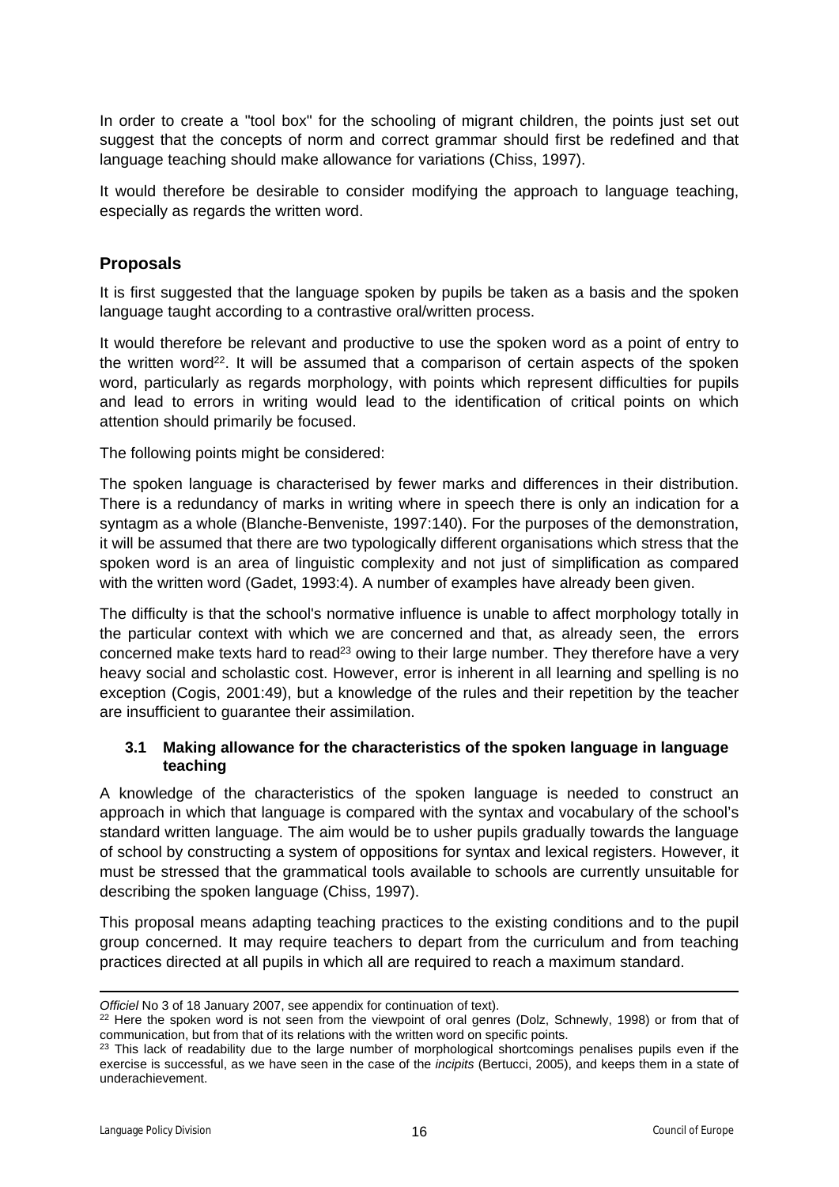In order to create a "tool box" for the schooling of migrant children, the points just set out suggest that the concepts of norm and correct grammar should first be redefined and that language teaching should make allowance for variations (Chiss, 1997).

It would therefore be desirable to consider modifying the approach to language teaching, especially as regards the written word.

## Proposals

It is first suggested that the language spoken by pupils be taken as a basis and the spoken language taught according to a contrastive oral/written process.

It would therefore be relevant and productive to use the spoken word as a point of entry to the written word[22]. It will be assumed that a comparison of certain aspects of the spoken word, particularly as regards morphology, with points which represent difficulties for pupils and lead to errors in writing would lead to the identification of critical points on which attention should primarily be focused.

The following points might be considered:

The spoken language is characterised by fewer marks and differences in their distribution. There is a redundancy of marks in writing where in speech there is only an indication for a syntagm as a whole (Blanche-Benveniste, 1997:140). For the purposes of the demonstration, it will be assumed that there are two typologically different organisations which stress that the spoken word is an area of linguistic complexity and not just of simplification as compared with the written word (Gadet, 1993:4). A number of examples have already been given.

The difficulty is that the school's normative influence is unable to affect morphology totally in the particular context with which we are concerned and that, as already seen, the errors concerned make texts hard to read[23] owing to their large number. They therefore have a very heavy social and scholastic cost. However, error is inherent in all learning and spelling is no exception (Cogis, 2001:49), but a knowledge of the rules and their repetition by the teacher are insufficient to guarantee their assimilation.

### 3.1 Making allowance for the characteristics of the spoken language in language teaching

A knowledge of the characteristics of the spoken language is needed to construct an approach in which that language is compared with the syntax and vocabulary of the school's standard written language. The aim would be to usher pupils gradually towards the language of school by constructing a system of oppositions for syntax and lexical registers. However, it must be stressed that the grammatical tools available to schools are currently unsuitable for describing the spoken language (Chiss, 1997).

This proposal means adapting teaching practices to the existing conditions and to the pupil group concerned. It may require teachers to depart from the curriculum and from teaching practices directed at all pupils in which all are required to reach a maximum standard.

---

*Officiel* No 3 of 18 January 2007, see appendix for continuation of text).

[22] Here the spoken word is not seen from the viewpoint of oral genres (Dolz, Schnewly, 1998) or from that of communication, but from that of its relations with the written word on specific points.

[23] This lack of readability due to the large number of morphological shortcomings penalises pupils even if the exercise is successful, as we have seen in the case of the *incipits* (Bertucci, 2005), and keeps them in a state of underachievement.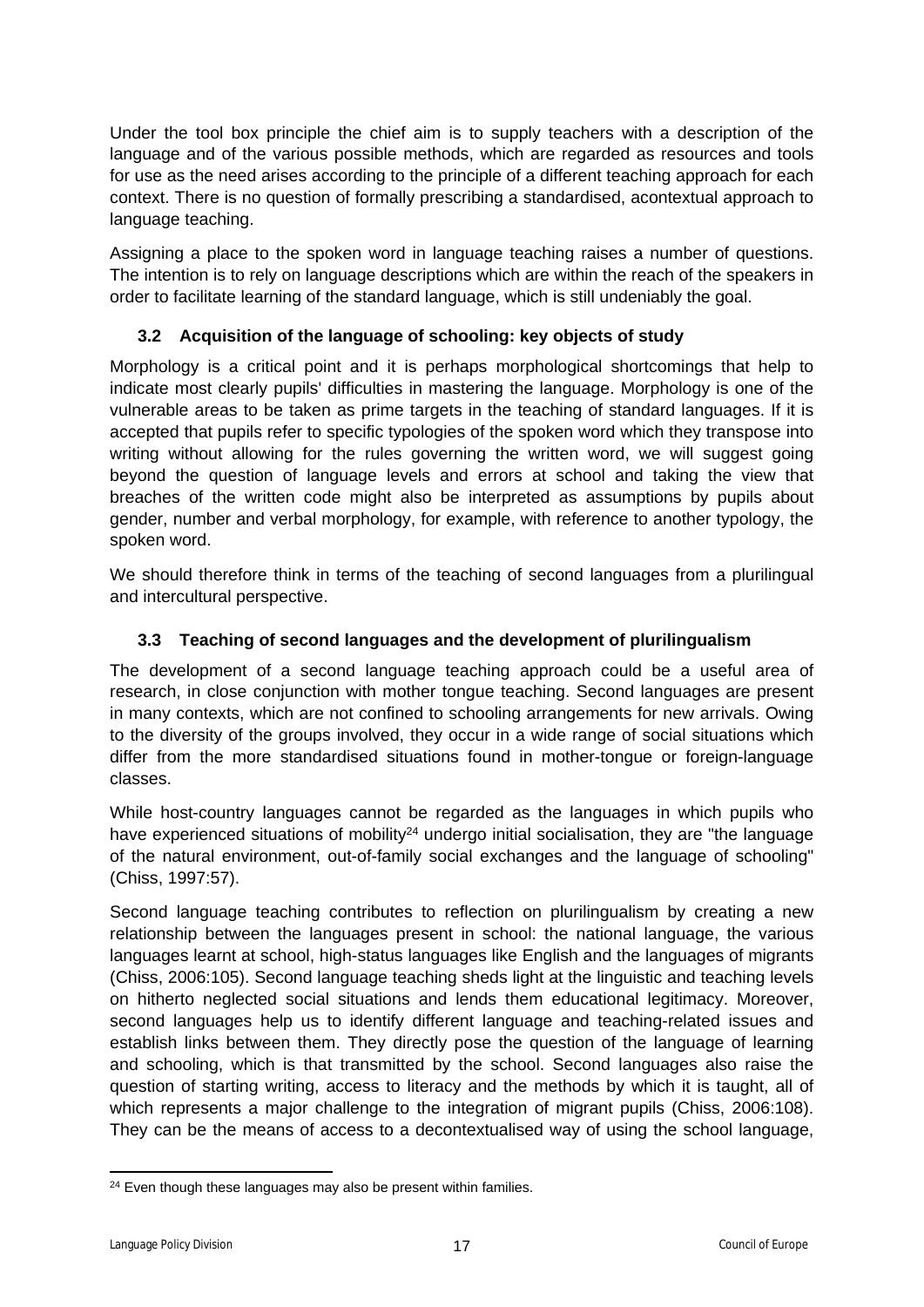Under the tool box principle the chief aim is to supply teachers with a description of the language and of the various possible methods, which are regarded as resources and tools for use as the need arises according to the principle of a different teaching approach for each context. There is no question of formally prescribing a standardised, acontextual approach to language teaching.

Assigning a place to the spoken word in language teaching raises a number of questions. The intention is to rely on language descriptions which are within the reach of the speakers in order to facilitate learning of the standard language, which is still undeniably the goal.

### 3.2 Acquisition of the language of schooling: key objects of study

Morphology is a critical point and it is perhaps morphological shortcomings that help to indicate most clearly pupils' difficulties in mastering the language. Morphology is one of the vulnerable areas to be taken as prime targets in the teaching of standard languages. If it is accepted that pupils refer to specific typologies of the spoken word which they transpose into writing without allowing for the rules governing the written word, we will suggest going beyond the question of language levels and errors at school and taking the view that breaches of the written code might also be interpreted as assumptions by pupils about gender, number and verbal morphology, for example, with reference to another typology, the spoken word.

We should therefore think in terms of the teaching of second languages from a plurilingual and intercultural perspective.

### 3.3 Teaching of second languages and the development of plurilingualism

The development of a second language teaching approach could be a useful area of research, in close conjunction with mother tongue teaching. Second languages are present in many contexts, which are not confined to schooling arrangements for new arrivals. Owing to the diversity of the groups involved, they occur in a wide range of social situations which differ from the more standardised situations found in mother-tongue or foreign-language classes.

While host-country languages cannot be regarded as the languages in which pupils who have experienced situations of mobility[24] undergo initial socialisation, they are "the language of the natural environment, out-of-family social exchanges and the language of schooling" (Chiss, 1997:57).

Second language teaching contributes to reflection on plurilingualism by creating a new relationship between the languages present in school: the national language, the various languages learnt at school, high-status languages like English and the languages of migrants (Chiss, 2006:105). Second language teaching sheds light at the linguistic and teaching levels on hitherto neglected social situations and lends them educational legitimacy. Moreover, second languages help us to identify different language and teaching-related issues and establish links between them. They directly pose the question of the language of learning and schooling, which is that transmitted by the school. Second languages also raise the question of starting writing, access to literacy and the methods by which it is taught, all of which represents a major challenge to the integration of migrant pupils (Chiss, 2006:108). They can be the means of access to a decontextualised way of using the school language,

[24] Even though these languages may also be present within families.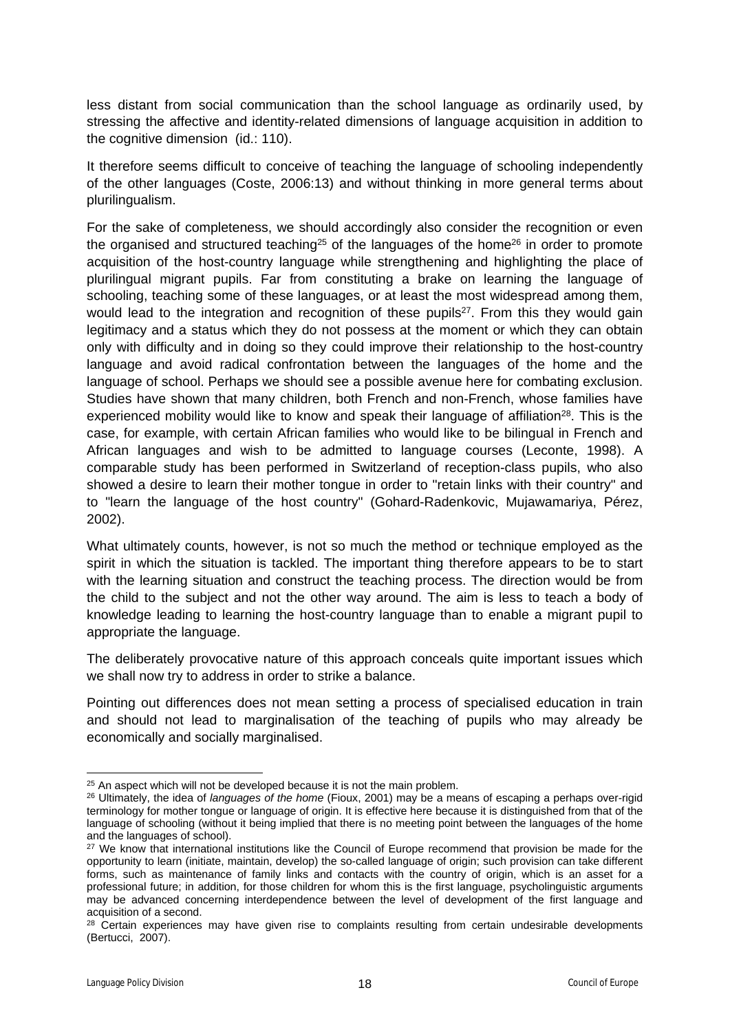less distant from social communication than the school language as ordinarily used, by stressing the affective and identity-related dimensions of language acquisition in addition to the cognitive dimension (id.: 110).

It therefore seems difficult to conceive of teaching the language of schooling independently of the other languages (Coste, 2006:13) and without thinking in more general terms about plurilingualism.

For the sake of completeness, we should accordingly also consider the recognition or even the organised and structured teaching[25] of the languages of the home[26] in order to promote acquisition of the host-country language while strengthening and highlighting the place of plurilingual migrant pupils. Far from constituting a brake on learning the language of schooling, teaching some of these languages, or at least the most widespread among them, would lead to the integration and recognition of these pupils[27]. From this they would gain legitimacy and a status which they do not possess at the moment or which they can obtain only with difficulty and in doing so they could improve their relationship to the host-country language and avoid radical confrontation between the languages of the home and the language of school. Perhaps we should see a possible avenue here for combating exclusion. Studies have shown that many children, both French and non-French, whose families have experienced mobility would like to know and speak their language of affiliation[28]. This is the case, for example, with certain African families who would like to be bilingual in French and African languages and wish to be admitted to language courses (Leconte, 1998). A comparable study has been performed in Switzerland of reception-class pupils, who also showed a desire to learn their mother tongue in order to "retain links with their country" and to "learn the language of the host country" (Gohard-Radenkovic, Mujawamariya, Pérez, 2002).

What ultimately counts, however, is not so much the method or technique employed as the spirit in which the situation is tackled. The important thing therefore appears to be to start with the learning situation and construct the teaching process. The direction would be from the child to the subject and not the other way around. The aim is less to teach a body of knowledge leading to learning the host-country language than to enable a migrant pupil to appropriate the language.

The deliberately provocative nature of this approach conceals quite important issues which we shall now try to address in order to strike a balance.

Pointing out differences does not mean setting a process of specialised education in train and should not lead to marginalisation of the teaching of pupils who may already be economically and socially marginalised.

---

[25] An aspect which will not be developed because it is not the main problem.

[26] Ultimately, the idea of *languages of the home* (Fioux, 2001) may be a means of escaping a perhaps over-rigid terminology for mother tongue or language of origin. It is effective here because it is distinguished from that of the language of schooling (without it being implied that there is no meeting point between the languages of the home and the languages of school).

[27] We know that international institutions like the Council of Europe recommend that provision be made for the opportunity to learn (initiate, maintain, develop) the so-called language of origin; such provision can take different forms, such as maintenance of family links and contacts with the country of origin, which is an asset for a professional future; in addition, for those children for whom this is the first language, psycholinguistic arguments may be advanced concerning interdependence between the level of development of the first language and acquisition of a second.

[28] Certain experiences may have given rise to complaints resulting from certain undesirable developments (Bertucci, 2007).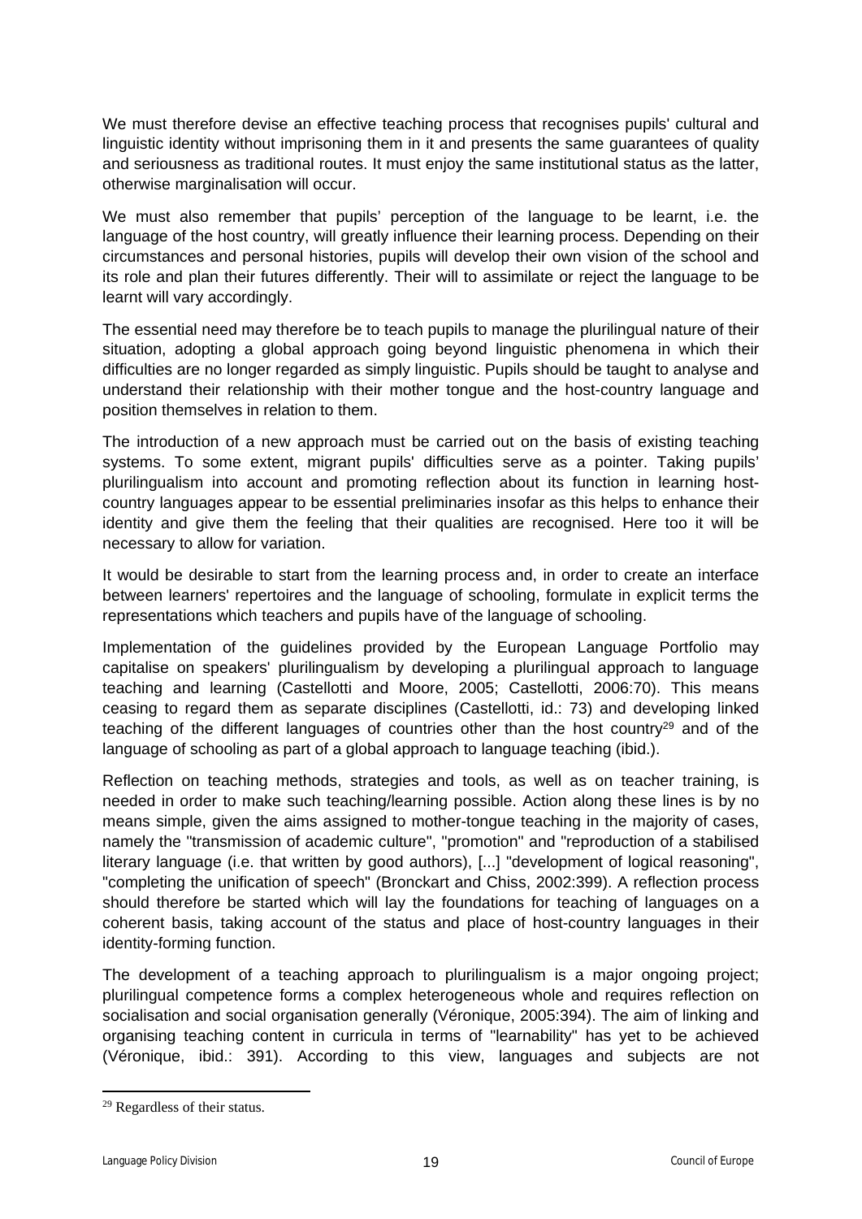We must therefore devise an effective teaching process that recognises pupils' cultural and linguistic identity without imprisoning them in it and presents the same guarantees of quality and seriousness as traditional routes. It must enjoy the same institutional status as the latter, otherwise marginalisation will occur.

We must also remember that pupils' perception of the language to be learnt, i.e. the language of the host country, will greatly influence their learning process. Depending on their circumstances and personal histories, pupils will develop their own vision of the school and its role and plan their futures differently. Their will to assimilate or reject the language to be learnt will vary accordingly.

The essential need may therefore be to teach pupils to manage the plurilingual nature of their situation, adopting a global approach going beyond linguistic phenomena in which their difficulties are no longer regarded as simply linguistic. Pupils should be taught to analyse and understand their relationship with their mother tongue and the host-country language and position themselves in relation to them.

The introduction of a new approach must be carried out on the basis of existing teaching systems. To some extent, migrant pupils' difficulties serve as a pointer. Taking pupils' plurilingualism into account and promoting reflection about its function in learning host-country languages appear to be essential preliminaries insofar as this helps to enhance their identity and give them the feeling that their qualities are recognised. Here too it will be necessary to allow for variation.

It would be desirable to start from the learning process and, in order to create an interface between learners' repertoires and the language of schooling, formulate in explicit terms the representations which teachers and pupils have of the language of schooling.

Implementation of the guidelines provided by the European Language Portfolio may capitalise on speakers' plurilingualism by developing a plurilingual approach to language teaching and learning (Castellotti and Moore, 2005; Castellotti, 2006:70). This means ceasing to regard them as separate disciplines (Castellotti, id.: 73) and developing linked teaching of the different languages of countries other than the host country[29] and of the language of schooling as part of a global approach to language teaching (ibid.).

Reflection on teaching methods, strategies and tools, as well as on teacher training, is needed in order to make such teaching/learning possible. Action along these lines is by no means simple, given the aims assigned to mother-tongue teaching in the majority of cases, namely the "transmission of academic culture", "promotion" and "reproduction of a stabilised literary language (i.e. that written by good authors), [...] "development of logical reasoning", "completing the unification of speech" (Bronckart and Chiss, 2002:399). A reflection process should therefore be started which will lay the foundations for teaching of languages on a coherent basis, taking account of the status and place of host-country languages in their identity-forming function.

The development of a teaching approach to plurilingualism is a major ongoing project; plurilingual competence forms a complex heterogeneous whole and requires reflection on socialisation and social organisation generally (Véronique, 2005:394). The aim of linking and organising teaching content in curricula in terms of "learnability" has yet to be achieved (Véronique, ibid.: 391). According to this view, languages and subjects are not

[29] Regardless of their status.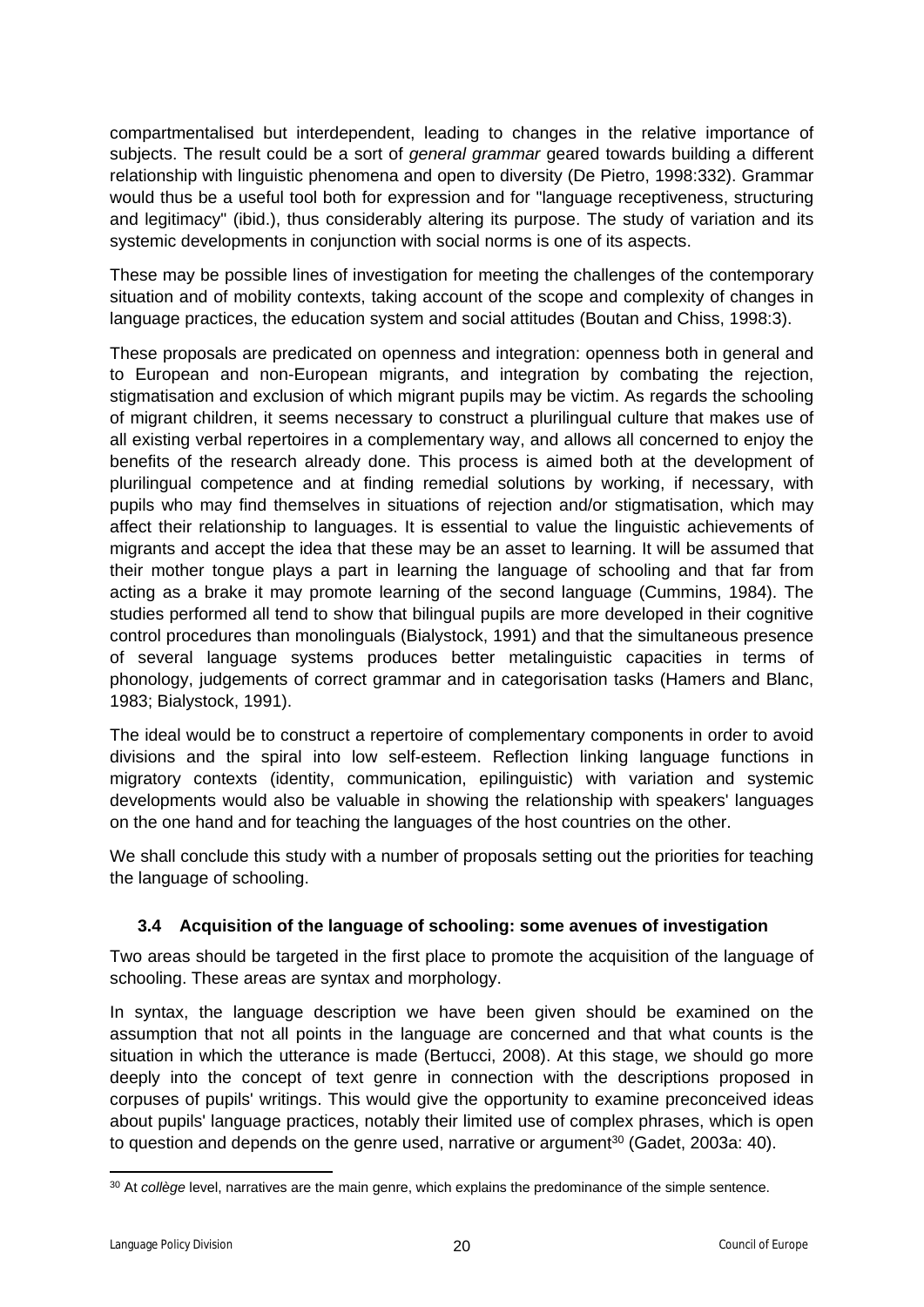compartmentalised but interdependent, leading to changes in the relative importance of subjects. The result could be a sort of *general grammar* geared towards building a different relationship with linguistic phenomena and open to diversity (De Pietro, 1998:332). Grammar would thus be a useful tool both for expression and for "language receptiveness, structuring and legitimacy" (ibid.), thus considerably altering its purpose. The study of variation and its systemic developments in conjunction with social norms is one of its aspects.

These may be possible lines of investigation for meeting the challenges of the contemporary situation and of mobility contexts, taking account of the scope and complexity of changes in language practices, the education system and social attitudes (Boutan and Chiss, 1998:3).

These proposals are predicated on openness and integration: openness both in general and to European and non-European migrants, and integration by combating the rejection, stigmatisation and exclusion of which migrant pupils may be victim. As regards the schooling of migrant children, it seems necessary to construct a plurilingual culture that makes use of all existing verbal repertoires in a complementary way, and allows all concerned to enjoy the benefits of the research already done. This process is aimed both at the development of plurilingual competence and at finding remedial solutions by working, if necessary, with pupils who may find themselves in situations of rejection and/or stigmatisation, which may affect their relationship to languages. It is essential to value the linguistic achievements of migrants and accept the idea that these may be an asset to learning. It will be assumed that their mother tongue plays a part in learning the language of schooling and that far from acting as a brake it may promote learning of the second language (Cummins, 1984). The studies performed all tend to show that bilingual pupils are more developed in their cognitive control procedures than monolinguals (Bialystock, 1991) and that the simultaneous presence of several language systems produces better metalinguistic capacities in terms of phonology, judgements of correct grammar and in categorisation tasks (Hamers and Blanc, 1983; Bialystock, 1991).

The ideal would be to construct a repertoire of complementary components in order to avoid divisions and the spiral into low self-esteem. Reflection linking language functions in migratory contexts (identity, communication, epilinguistic) with variation and systemic developments would also be valuable in showing the relationship with speakers' languages on the one hand and for teaching the languages of the host countries on the other.

We shall conclude this study with a number of proposals setting out the priorities for teaching the language of schooling.

### 3.4 Acquisition of the language of schooling: some avenues of investigation

Two areas should be targeted in the first place to promote the acquisition of the language of schooling. These areas are syntax and morphology.

In syntax, the language description we have been given should be examined on the assumption that not all points in the language are concerned and that what counts is the situation in which the utterance is made (Bertucci, 2008). At this stage, we should go more deeply into the concept of text genre in connection with the descriptions proposed in corpuses of pupils' writings. This would give the opportunity to examine preconceived ideas about pupils' language practices, notably their limited use of complex phrases, which is open to question and depends on the genre used, narrative or argument[30] (Gadet, 2003a: 40).

[30] At *collège* level, narratives are the main genre, which explains the predominance of the simple sentence.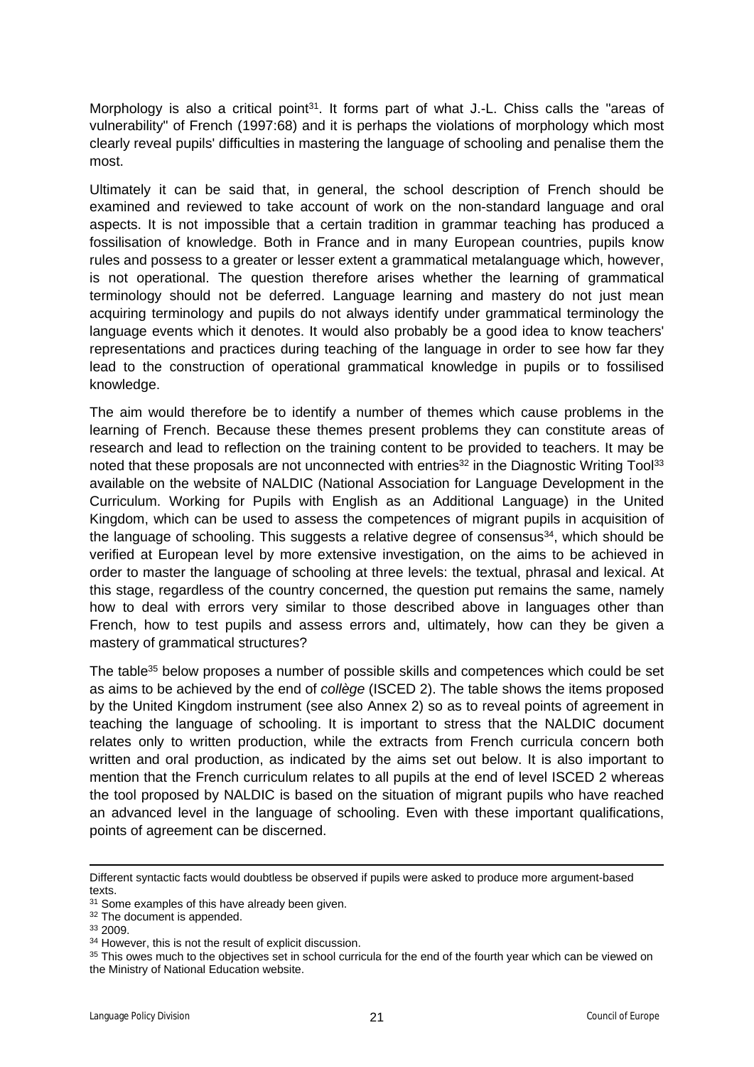Morphology is also a critical point[31]. It forms part of what J.-L. Chiss calls the "areas of vulnerability" of French (1997:68) and it is perhaps the violations of morphology which most clearly reveal pupils' difficulties in mastering the language of schooling and penalise them the most.

Ultimately it can be said that, in general, the school description of French should be examined and reviewed to take account of work on the non-standard language and oral aspects. It is not impossible that a certain tradition in grammar teaching has produced a fossilisation of knowledge. Both in France and in many European countries, pupils know rules and possess to a greater or lesser extent a grammatical metalanguage which, however, is not operational. The question therefore arises whether the learning of grammatical terminology should not be deferred. Language learning and mastery do not just mean acquiring terminology and pupils do not always identify under grammatical terminology the language events which it denotes. It would also probably be a good idea to know teachers' representations and practices during teaching of the language in order to see how far they lead to the construction of operational grammatical knowledge in pupils or to fossilised knowledge.

The aim would therefore be to identify a number of themes which cause problems in the learning of French. Because these themes present problems they can constitute areas of research and lead to reflection on the training content to be provided to teachers. It may be noted that these proposals are not unconnected with entries[32] in the Diagnostic Writing Tool[33] available on the website of NALDIC (National Association for Language Development in the Curriculum. Working for Pupils with English as an Additional Language) in the United Kingdom, which can be used to assess the competences of migrant pupils in acquisition of the language of schooling. This suggests a relative degree of consensus[34], which should be verified at European level by more extensive investigation, on the aims to be achieved in order to master the language of schooling at three levels: the textual, phrasal and lexical. At this stage, regardless of the country concerned, the question put remains the same, namely how to deal with errors very similar to those described above in languages other than French, how to test pupils and assess errors and, ultimately, how can they be given a mastery of grammatical structures?

The table[35] below proposes a number of possible skills and competences which could be set as aims to be achieved by the end of *collège* (ISCED 2). The table shows the items proposed by the United Kingdom instrument (see also Annex 2) so as to reveal points of agreement in teaching the language of schooling. It is important to stress that the NALDIC document relates only to written production, while the extracts from French curricula concern both written and oral production, as indicated by the aims set out below. It is also important to mention that the French curriculum relates to all pupils at the end of level ISCED 2 whereas the tool proposed by NALDIC is based on the situation of migrant pupils who have reached an advanced level in the language of schooling. Even with these important qualifications, points of agreement can be discerned.

---

Different syntactic facts would doubtless be observed if pupils were asked to produce more argument-based texts.

[31] Some examples of this have already been given.

[32] The document is appended.

[33] 2009.

[34] However, this is not the result of explicit discussion.

[35] This owes much to the objectives set in school curricula for the end of the fourth year which can be viewed on the Ministry of National Education website.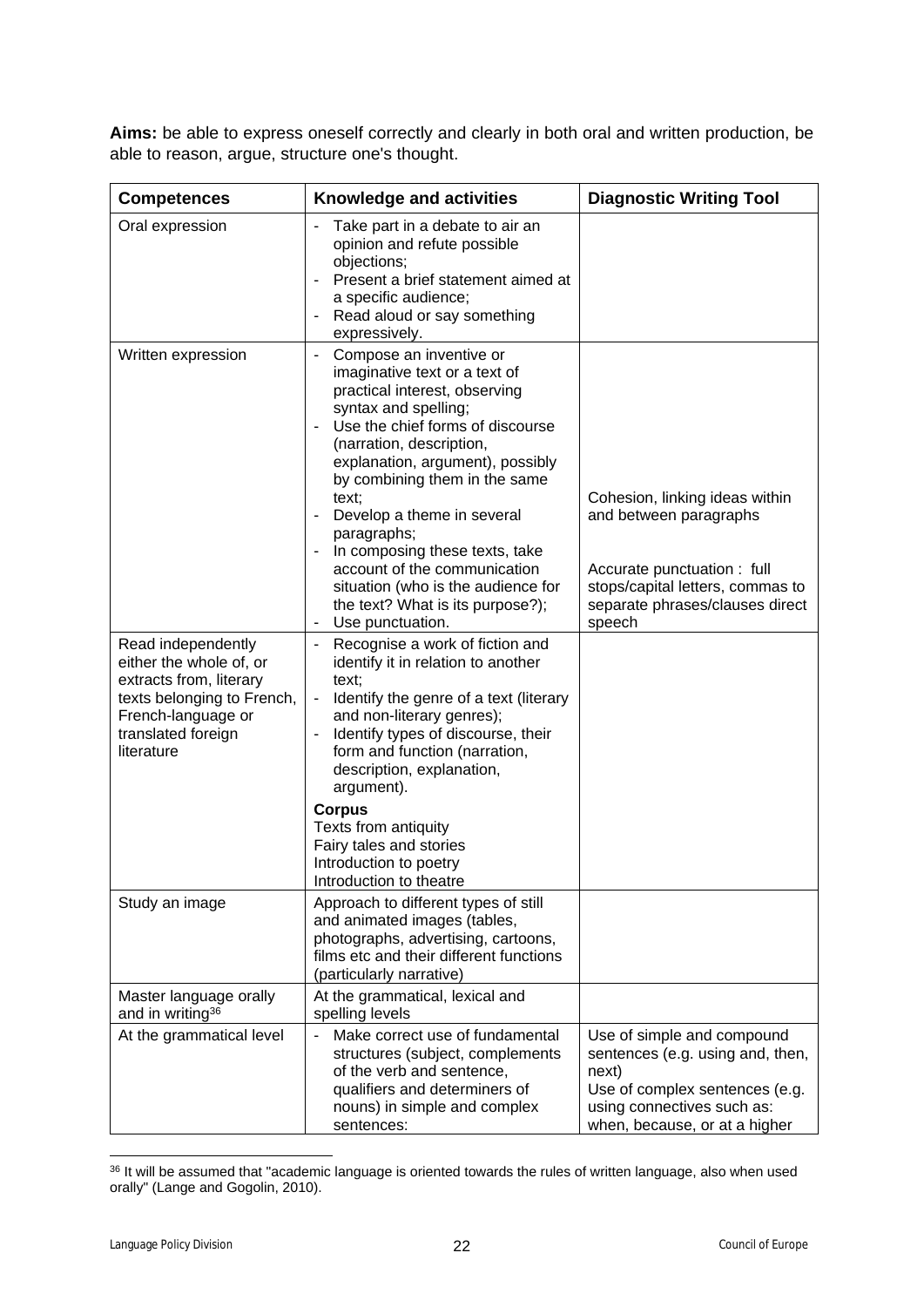**Aims:** be able to express oneself correctly and clearly in both oral and written production, be able to reason, argue, structure one's thought.

| Competences | Knowledge and activities | Diagnostic Writing Tool |
|---|---|---|
| Oral expression | - Take part in a debate to air an opinion and refute possible objections;<br>- Present a brief statement aimed at a specific audience;<br>- Read aloud or say something expressively. | |
| Written expression | - Compose an inventive or imaginative text or a text of practical interest, observing syntax and spelling;<br>- Use the chief forms of discourse (narration, description, explanation, argument), possibly by combining them in the same text;<br>- Develop a theme in several paragraphs;<br>- In composing these texts, take account of the communication situation (who is the audience for the text? What is its purpose?);<br>- Use punctuation. | Cohesion, linking ideas within and between paragraphs<br><br>Accurate punctuation : full stops/capital letters, commas to separate phrases/clauses direct speech |
| Read independently either the whole of, or extracts from, literary texts belonging to French, French-language or translated foreign literature | - Recognise a work of fiction and identify it in relation to another text;<br>- Identify the genre of a text (literary and non-literary genres);<br>- Identify types of discourse, their form and function (narration, description, explanation, argument).<br><br>**Corpus**<br>Texts from antiquity<br>Fairy tales and stories<br>Introduction to poetry<br>Introduction to theatre | |
| Study an image | Approach to different types of still and animated images (tables, photographs, advertising, cartoons, films etc and their different functions (particularly narrative) | |
| Master language orally and in writing[36] | At the grammatical, lexical and spelling levels | |
| At the grammatical level | - Make correct use of fundamental structures (subject, complements of the verb and sentence, qualifiers and determiners of nouns) in simple and complex sentences: | Use of simple and compound sentences (e.g. using and, then, next)<br>Use of complex sentences (e.g. using connectives such as: when, because, or at a higher |

[36] It will be assumed that "academic language is oriented towards the rules of written language, also when used orally" (Lange and Gogolin, 2010).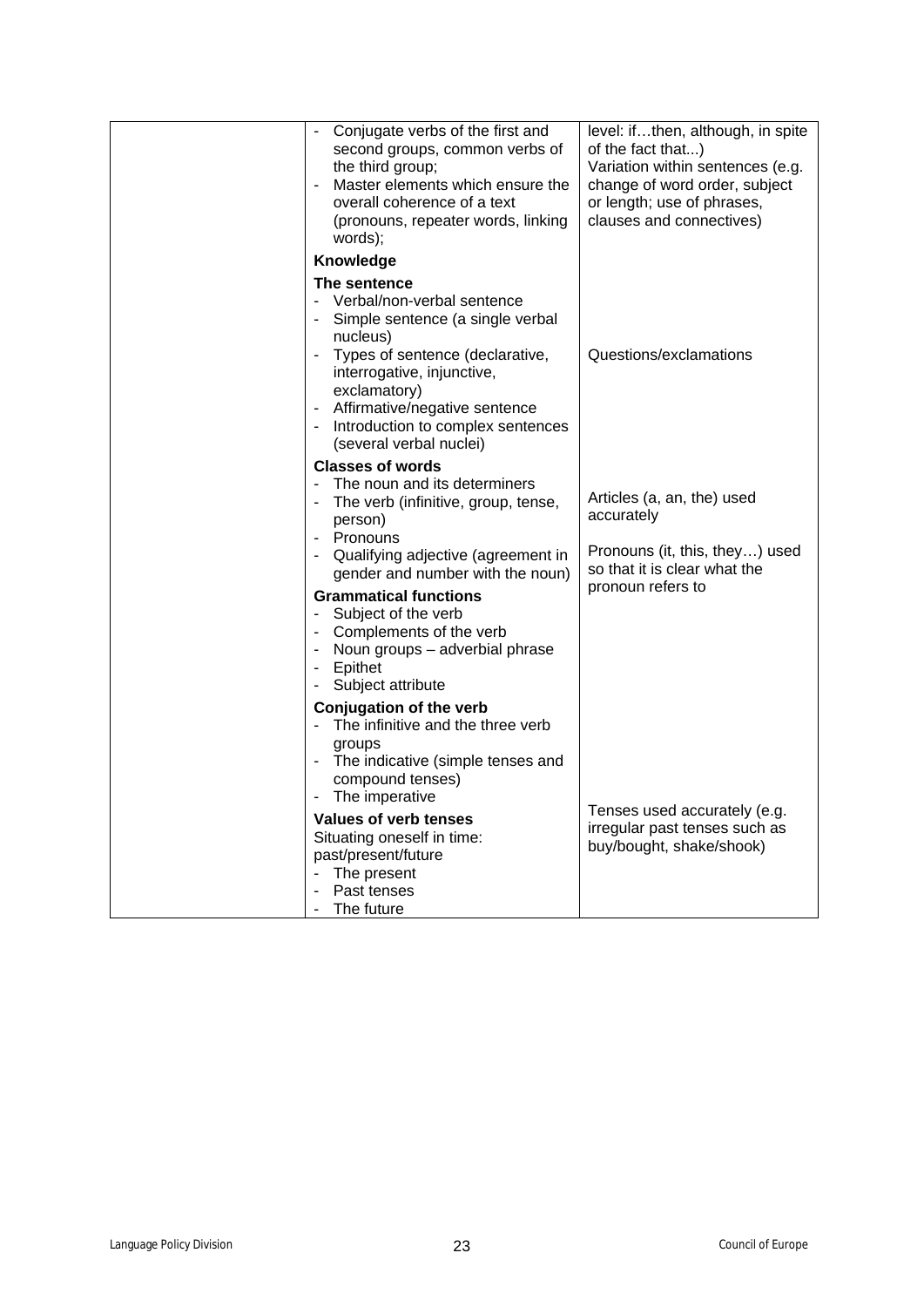| | | |
|---|---|---|
| | - Conjugate verbs of the first and second groups, common verbs of the third group;<br>- Master elements which ensure the overall coherence of a text (pronouns, repeater words, linking words);<br>**Knowledge**<br>**The sentence**<br>- Verbal/non-verbal sentence<br>- Simple sentence (a single verbal nucleus)<br>- Types of sentence (declarative, interrogative, injunctive, exclamatory)<br>- Affirmative/negative sentence<br>- Introduction to complex sentences (several verbal nuclei)<br>**Classes of words**<br>- The noun and its determiners<br>- The verb (infinitive, group, tense, person)<br>- Pronouns<br>- Qualifying adjective (agreement in gender and number with the noun)<br>**Grammatical functions**<br>- Subject of the verb<br>- Complements of the verb<br>- Noun groups – adverbial phrase<br>- Epithet<br>- Subject attribute<br>**Conjugation of the verb**<br>- The infinitive and the three verb groups<br>- The indicative (simple tenses and compound tenses)<br>- The imperative<br>**Values of verb tenses**<br>Situating oneself in time: past/present/future<br>- The present<br>- Past tenses<br>- The future | level: if…then, although, in spite of the fact that...)<br>Variation within sentences (e.g. change of word order, subject or length; use of phrases, clauses and connectives)<br><br>Questions/exclamations<br><br>Articles (a, an, the) used accurately<br><br>Pronouns (it, this, they…) used so that it is clear what the pronoun refers to<br><br>Tenses used accurately (e.g. irregular past tenses such as buy/bought, shake/shook) |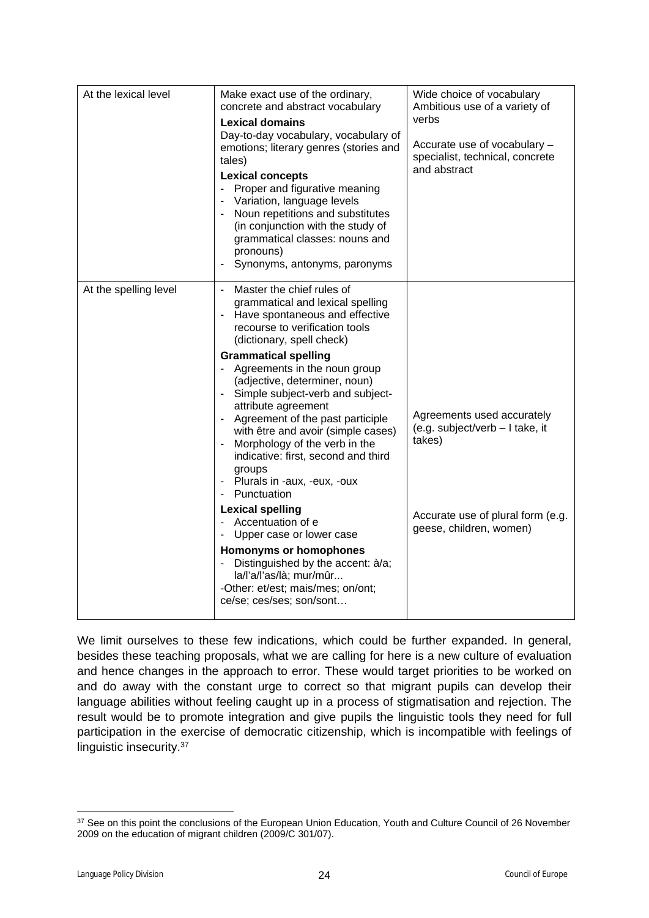| | | |
|---|---|---|
| At the lexical level | Make exact use of the ordinary, concrete and abstract vocabulary<br>**Lexical domains**<br>Day-to-day vocabulary, vocabulary of emotions; literary genres (stories and tales)<br>**Lexical concepts**<br>- Proper and figurative meaning<br>- Variation, language levels<br>- Noun repetitions and substitutes (in conjunction with the study of grammatical classes: nouns and pronouns)<br>- Synonyms, antonyms, paronyms | Wide choice of vocabulary<br>Ambitious use of a variety of verbs<br><br>Accurate use of vocabulary – specialist, technical, concrete and abstract |
| At the spelling level | - Master the chief rules of grammatical and lexical spelling<br>- Have spontaneous and effective recourse to verification tools (dictionary, spell check)<br>**Grammatical spelling**<br>- Agreements in the noun group (adjective, determiner, noun)<br>- Simple subject-verb and subject-attribute agreement<br>- Agreement of the past participle with être and avoir (simple cases)<br>- Morphology of the verb in the indicative: first, second and third groups<br>- Plurals in -aux, -eux, -oux<br>- Punctuation<br>**Lexical spelling**<br>- Accentuation of e<br>- Upper case or lower case<br>**Homonyms or homophones**<br>- Distinguished by the accent: à/a; la/l'a/l'as/là; mur/mûr...<br>-Other: et/est; mais/mes; on/ont; ce/se; ces/ses; son/sont… | Agreements used accurately (e.g. subject/verb – I take, it takes)<br><br>Accurate use of plural form (e.g. geese, children, women) |

We limit ourselves to these few indications, which could be further expanded. In general, besides these teaching proposals, what we are calling for here is a new culture of evaluation and hence changes in the approach to error. These would target priorities to be worked on and do away with the constant urge to correct so that migrant pupils can develop their language abilities without feeling caught up in a process of stigmatisation and rejection. The result would be to promote integration and give pupils the linguistic tools they need for full participation in the exercise of democratic citizenship, which is incompatible with feelings of linguistic insecurity.[37]

[37] See on this point the conclusions of the European Union Education, Youth and Culture Council of 26 November 2009 on the education of migrant children (2009/C 301/07).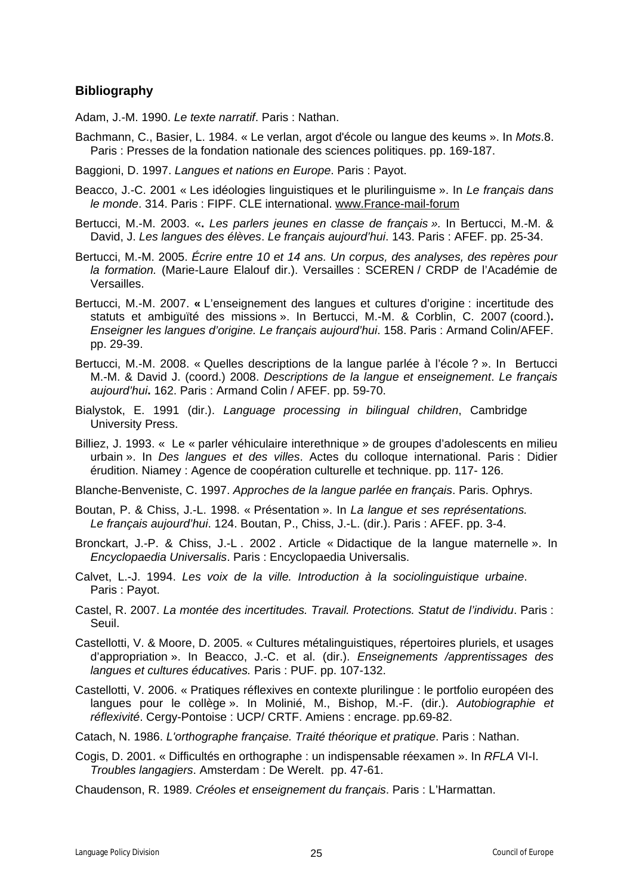## Bibliography

Adam, J.-M. 1990. *Le texte narratif*. Paris : Nathan.

Bachmann, C., Basier, L. 1984. « Le verlan, argot d'école ou langue des keums ». In *Mots*.8. Paris : Presses de la fondation nationale des sciences politiques. pp. 169-187.

Baggioni, D. 1997. *Langues et nations en Europe*. Paris : Payot.

Beacco, J.-C. 2001 « Les idéologies linguistiques et le plurilinguisme ». In *Le français dans le monde*. 314. Paris : FIPF. CLE international. www.France-mail-forum

Bertucci, M.-M. 2003. «**.** *Les parlers jeunes en classe de français ».* In Bertucci, M.-M. & David, J. *Les langues des élèves*. *Le français aujourd'hui*. 143. Paris : AFEF. pp. 25-34.

Bertucci, M.-M. 2005. *Écrire entre 10 et 14 ans. Un corpus, des analyses, des repères pour la formation.* (Marie-Laure Elalouf dir.). Versailles : SCEREN / CRDP de l'Académie de Versailles.

Bertucci, M.-M. 2007. **«** L'enseignement des langues et cultures d'origine : incertitude des statuts et ambiguïté des missions ». In Bertucci, M.-M. & Corblin, C. 2007 (coord.)**.** *Enseigner les langues d'origine. Le français aujourd'hui*. 158. Paris : Armand Colin/AFEF. pp. 29-39.

Bertucci, M.-M. 2008. « Quelles descriptions de la langue parlée à l'école ? ». In Bertucci M.-M. & David J. (coord.) 2008. *Descriptions de la langue et enseignement*. *Le français aujourd'hui***.** 162. Paris : Armand Colin / AFEF. pp. 59-70.

Bialystok, E. 1991 (dir.). *Language processing in bilingual children*, Cambridge University Press.

Billiez, J. 1993. « Le « parler véhiculaire interethnique » de groupes d'adolescents en milieu urbain ». In *Des langues et des villes*. Actes du colloque international. Paris : Didier érudition. Niamey : Agence de coopération culturelle et technique. pp. 117- 126.

Blanche-Benveniste, C. 1997. *Approches de la langue parlée en français*. Paris. Ophrys.

Boutan, P. & Chiss, J.-L. 1998. « Présentation ». In *La langue et ses représentations. Le français aujourd'hui*. 124. Boutan, P., Chiss, J.-L. (dir.). Paris : AFEF. pp. 3-4.

Bronckart, J.-P. & Chiss, J.-L . 2002 . Article « Didactique de la langue maternelle ». In *Encyclopaedia Universalis*. Paris : Encyclopaedia Universalis.

Calvet, L.-J. 1994. *Les voix de la ville. Introduction à la sociolinguistique urbaine*. Paris : Payot.

Castel, R. 2007. *La montée des incertitudes. Travail. Protections. Statut de l'individu*. Paris : Seuil.

Castellotti, V. & Moore, D. 2005. « Cultures métalinguistiques, répertoires pluriels, et usages d'appropriation ». In Beacco, J.-C. et al. (dir.). *Enseignements /apprentissages des langues et cultures éducatives.* Paris : PUF. pp. 107-132.

Castellotti, V. 2006. « Pratiques réflexives en contexte plurilingue : le portfolio européen des langues pour le collège ». In Molinié, M., Bishop, M.-F. (dir.). *Autobiographie et réflexivité*. Cergy-Pontoise : UCP/ CRTF. Amiens : encrage. pp.69-82.

Catach, N. 1986. *L'orthographe française. Traité théorique et pratique*. Paris : Nathan.

Cogis, D. 2001. « Difficultés en orthographe : un indispensable réexamen ». In *RFLA* VI-I. *Troubles langagiers*. Amsterdam : De Werelt. pp. 47-61.

Chaudenson, R. 1989. *Créoles et enseignement du français*. Paris : L'Harmattan.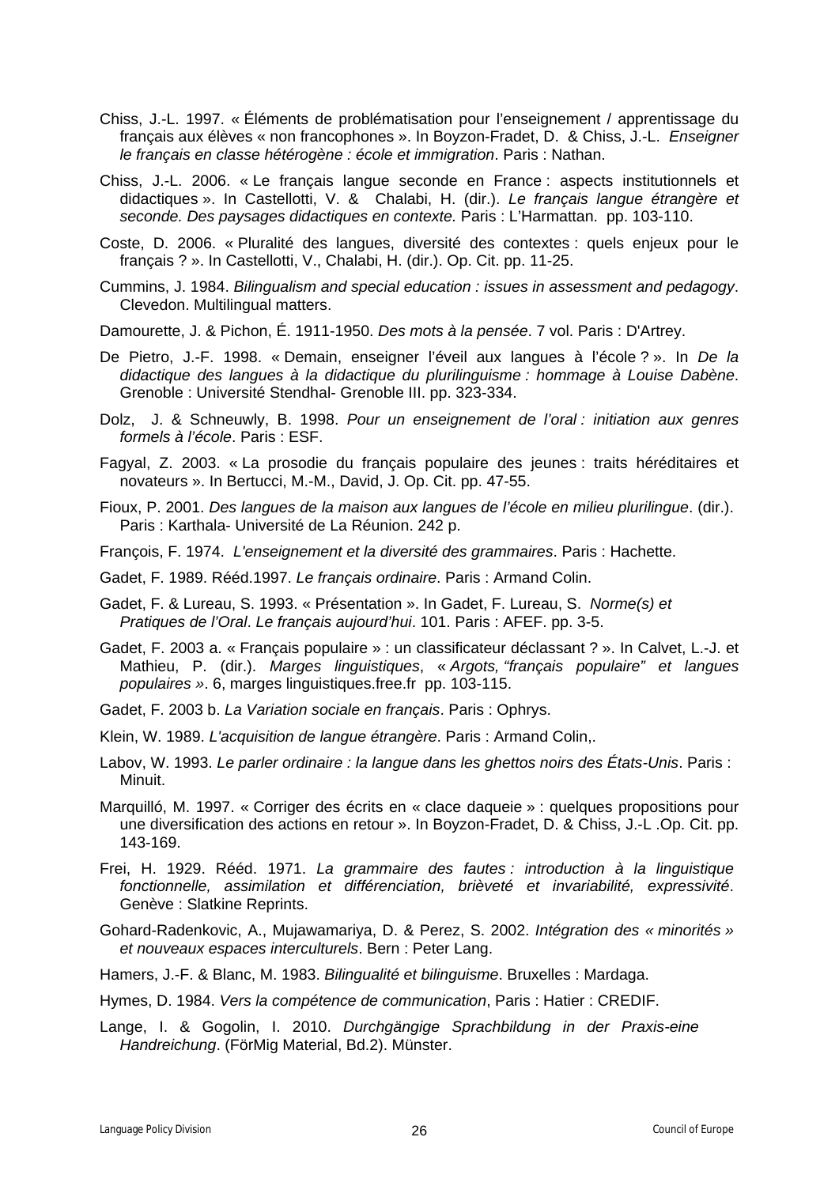Chiss, J.-L. 1997. « Éléments de problématisation pour l'enseignement / apprentissage du français aux élèves « non francophones ». In Boyzon-Fradet, D. & Chiss, J.-L. *Enseigner le français en classe hétérogène : école et immigration*. Paris : Nathan.

Chiss, J.-L. 2006. « Le français langue seconde en France : aspects institutionnels et didactiques ». In Castellotti, V. & Chalabi, H. (dir.). *Le français langue étrangère et seconde. Des paysages didactiques en contexte.* Paris : L'Harmattan. pp. 103-110.

Coste, D. 2006. « Pluralité des langues, diversité des contextes : quels enjeux pour le français ? ». In Castellotti, V., Chalabi, H. (dir.). Op. Cit. pp. 11-25.

Cummins, J. 1984. *Bilingualism and special education : issues in assessment and pedagogy*. Clevedon. Multilingual matters.

Damourette, J. & Pichon, É. 1911-1950. *Des mots à la pensée*. 7 vol. Paris : D'Artrey.

De Pietro, J.-F. 1998. « Demain, enseigner l'éveil aux langues à l'école ? ». In *De la didactique des langues à la didactique du plurilinguisme : hommage à Louise Dabène*. Grenoble : Université Stendhal- Grenoble III. pp. 323-334.

Dolz, J. & Schneuwly, B. 1998. *Pour un enseignement de l'oral : initiation aux genres formels à l'école*. Paris : ESF.

Fagyal, Z. 2003. « La prosodie du français populaire des jeunes : traits héréditaires et novateurs ». In Bertucci, M.-M., David, J. Op. Cit. pp. 47-55.

Fioux, P. 2001. *Des langues de la maison aux langues de l'école en milieu plurilingue*. (dir.). Paris : Karthala- Université de La Réunion. 242 p.

François, F. 1974. *L'enseignement et la diversité des grammaires*. Paris : Hachette.

Gadet, F. 1989. Rééd.1997. *Le français ordinaire*. Paris : Armand Colin.

Gadet, F. & Lureau, S. 1993. « Présentation ». In Gadet, F. Lureau, S. *Norme(s) et Pratiques de l'Oral*. *Le français aujourd'hui*. 101. Paris : AFEF. pp. 3-5.

Gadet, F. 2003 a. « Français populaire » : un classificateur déclassant ? ». In Calvet, L.-J. et Mathieu, P. (dir.). *Marges linguistiques*, « *Argots, "français populaire" et langues populaires »*. 6, marges linguistiques.free.fr pp. 103-115.

Gadet, F. 2003 b. *La Variation sociale en français*. Paris : Ophrys.

Klein, W. 1989. *L'acquisition de langue étrangère*. Paris : Armand Colin,.

Labov, W. 1993. *Le parler ordinaire : la langue dans les ghettos noirs des États-Unis*. Paris : Minuit.

Marquilló, M. 1997. « Corriger des écrits en « clace daqueie » : quelques propositions pour une diversification des actions en retour ». In Boyzon-Fradet, D. & Chiss, J.-L .Op. Cit. pp. 143-169.

Frei, H. 1929. Rééd. 1971. *La grammaire des fautes : introduction à la linguistique fonctionnelle, assimilation et différenciation, brièveté et invariabilité, expressivité*. Genève : Slatkine Reprints.

Gohard-Radenkovic, A., Mujawamariya, D. & Perez, S. 2002. *Intégration des « minorités » et nouveaux espaces interculturels*. Bern : Peter Lang.

Hamers, J.-F. & Blanc, M. 1983. *Bilingualité et bilinguisme*. Bruxelles : Mardaga.

Hymes, D. 1984. *Vers la compétence de communication*, Paris : Hatier : CREDIF.

Lange, I. & Gogolin, I. 2010. *Durchgängige Sprachbildung in der Praxis-eine Handreichung*. (FörMig Material, Bd.2). Münster.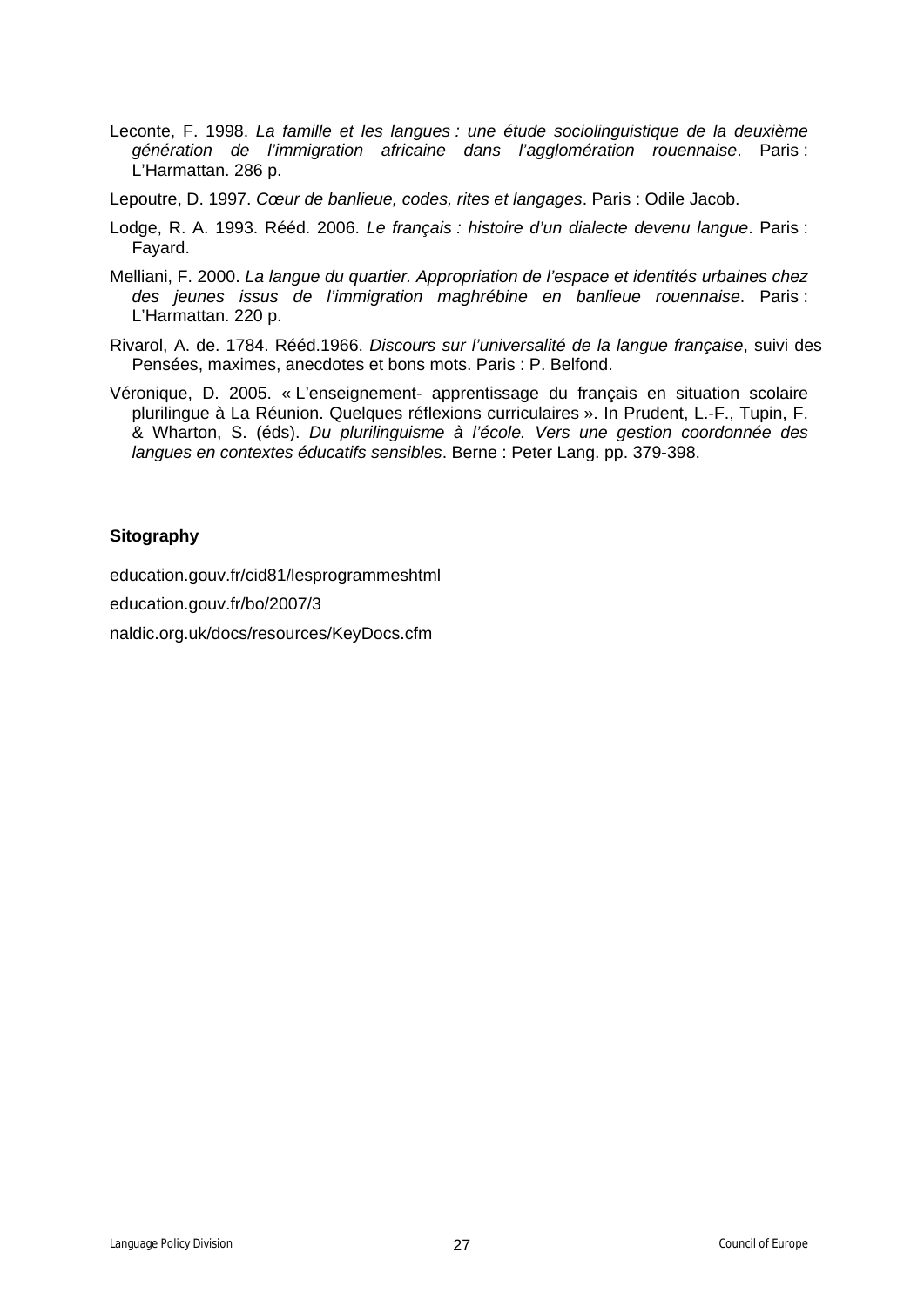Leconte, F. 1998. *La famille et les langues : une étude sociolinguistique de la deuxième génération de l'immigration africaine dans l'agglomération rouennaise*. Paris : L'Harmattan. 286 p.

Lepoutre, D. 1997. *Cœur de banlieue, codes, rites et langages*. Paris : Odile Jacob.

Lodge, R. A. 1993. Rééd. 2006. *Le français : histoire d'un dialecte devenu langue*. Paris : Fayard.

Melliani, F. 2000. *La langue du quartier. Appropriation de l'espace et identités urbaines chez des jeunes issus de l'immigration maghrébine en banlieue rouennaise*. Paris : L'Harmattan. 220 p.

Rivarol, A. de. 1784. Rééd.1966. *Discours sur l'universalité de la langue française*, suivi des Pensées, maximes, anecdotes et bons mots. Paris : P. Belfond.

Véronique, D. 2005. « L'enseignement- apprentissage du français en situation scolaire plurilingue à La Réunion. Quelques réflexions curriculaires ». In Prudent, L.-F., Tupin, F. & Wharton, S. (éds). *Du plurilinguisme à l'école. Vers une gestion coordonnée des langues en contextes éducatifs sensibles*. Berne : Peter Lang. pp. 379-398.

**Sitography**

education.gouv.fr/cid81/lesprogrammeshtml

education.gouv.fr/bo/2007/3

naldic.org.uk/docs/resources/KeyDocs.cfm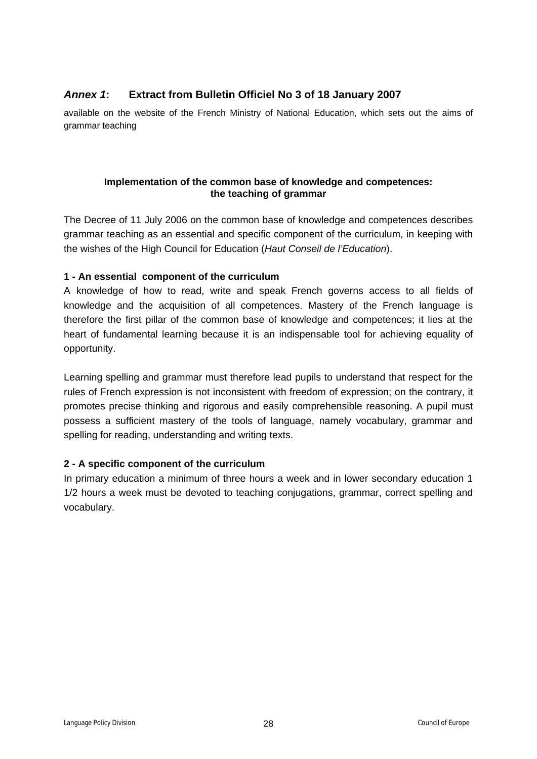## *Annex 1*: Extract from Bulletin Officiel No 3 of 18 January 2007

available on the website of the French Ministry of National Education, which sets out the aims of grammar teaching

### Implementation of the common base of knowledge and competences: the teaching of grammar

The Decree of 11 July 2006 on the common base of knowledge and competences describes grammar teaching as an essential and specific component of the curriculum, in keeping with the wishes of the High Council for Education (*Haut Conseil de l'Education*).

**1 - An essential component of the curriculum**

A knowledge of how to read, write and speak French governs access to all fields of knowledge and the acquisition of all competences. Mastery of the French language is therefore the first pillar of the common base of knowledge and competences; it lies at the heart of fundamental learning because it is an indispensable tool for achieving equality of opportunity.

Learning spelling and grammar must therefore lead pupils to understand that respect for the rules of French expression is not inconsistent with freedom of expression; on the contrary, it promotes precise thinking and rigorous and easily comprehensible reasoning. A pupil must possess a sufficient mastery of the tools of language, namely vocabulary, grammar and spelling for reading, understanding and writing texts.

**2 - A specific component of the curriculum**

In primary education a minimum of three hours a week and in lower secondary education 1 1/2 hours a week must be devoted to teaching conjugations, grammar, correct spelling and vocabulary.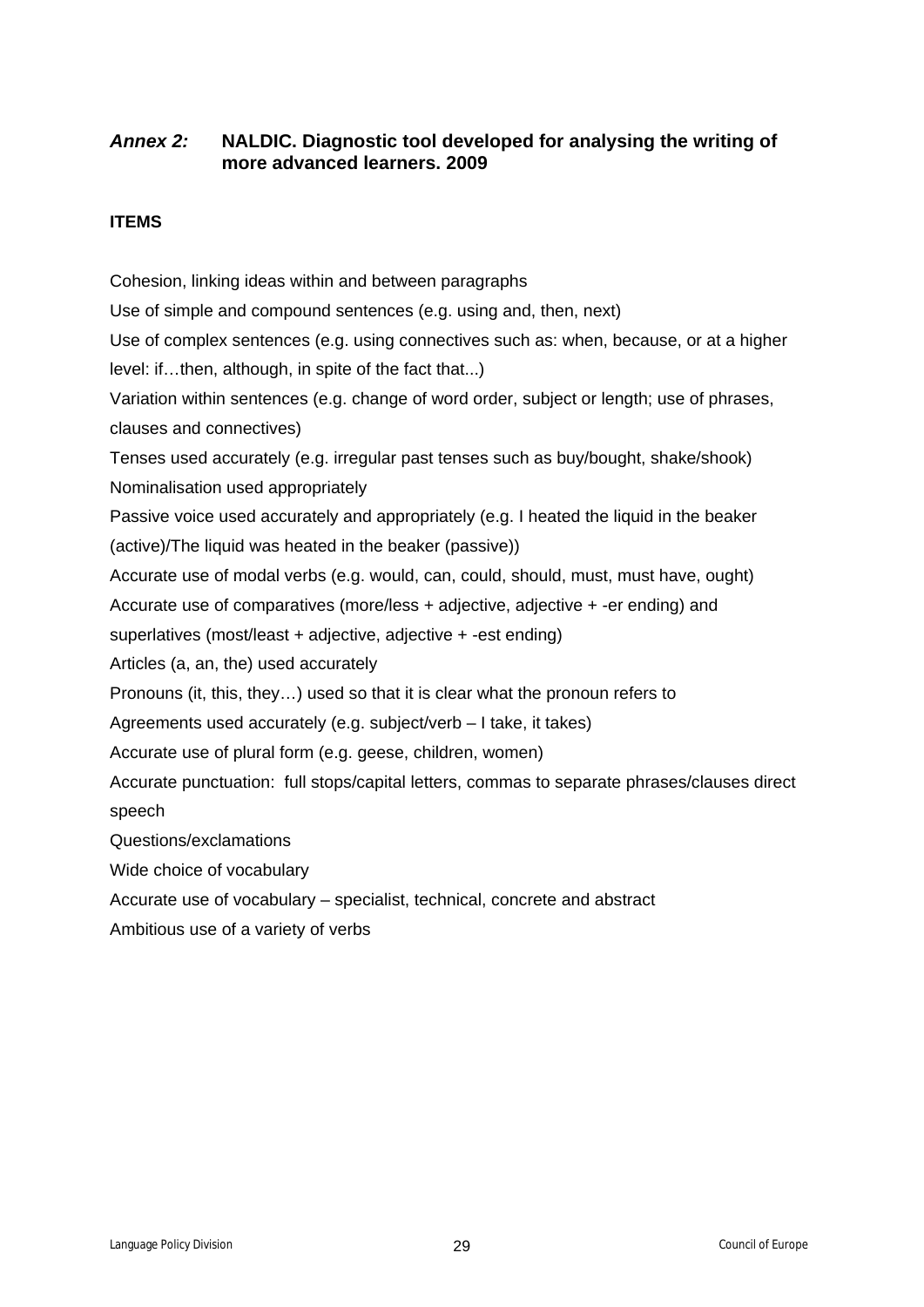## *Annex 2:* NALDIC. Diagnostic tool developed for analysing the writing of more advanced learners. 2009

**ITEMS**

Cohesion, linking ideas within and between paragraphs

Use of simple and compound sentences (e.g. using and, then, next)

Use of complex sentences (e.g. using connectives such as: when, because, or at a higher level: if…then, although, in spite of the fact that...)

Variation within sentences (e.g. change of word order, subject or length; use of phrases, clauses and connectives)

Tenses used accurately (e.g. irregular past tenses such as buy/bought, shake/shook)

Nominalisation used appropriately

Passive voice used accurately and appropriately (e.g. I heated the liquid in the beaker (active)/The liquid was heated in the beaker (passive))

Accurate use of modal verbs (e.g. would, can, could, should, must, must have, ought)

Accurate use of comparatives (more/less + adjective, adjective + -er ending) and superlatives (most/least + adjective, adjective + -est ending)

Articles (a, an, the) used accurately

Pronouns (it, this, they…) used so that it is clear what the pronoun refers to

Agreements used accurately (e.g. subject/verb – I take, it takes)

Accurate use of plural form (e.g. geese, children, women)

Accurate punctuation: full stops/capital letters, commas to separate phrases/clauses direct speech

Questions/exclamations

Wide choice of vocabulary

Accurate use of vocabulary – specialist, technical, concrete and abstract

Ambitious use of a variety of verbs